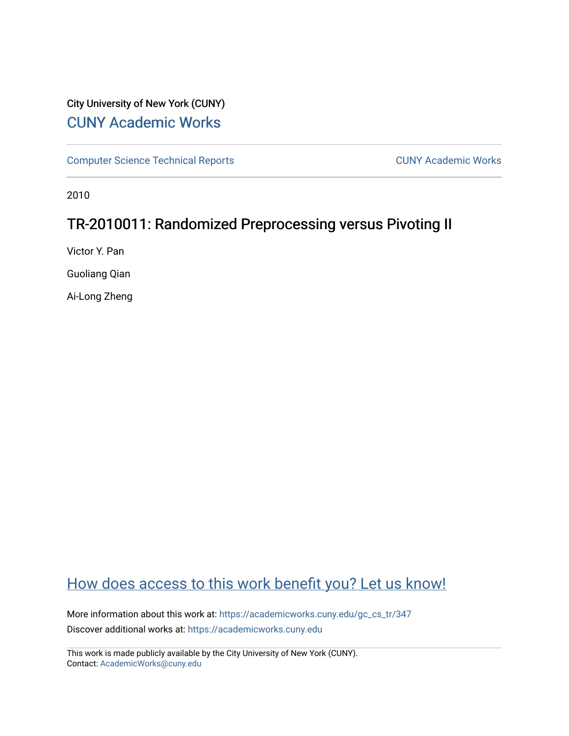City University of New York (CUNY)

CUNY Academic Works

Computer Science Technical Reports

CUNY Academic Works

2010

# TR-2010011: Randomized Preprocessing versus Pivoting II

Victor Y. Pan

Guoliang Qian

Ai-Long Zheng

How does access to this work benefit you? Let us know!

More information about this work at: https://academicworks.cuny.edu/gc_cs_tr/347

Discover additional works at: https://academicworks.cuny.edu

This work is made publicly available by the City University of New York (CUNY).
Contact: AcademicWorks@cuny.edu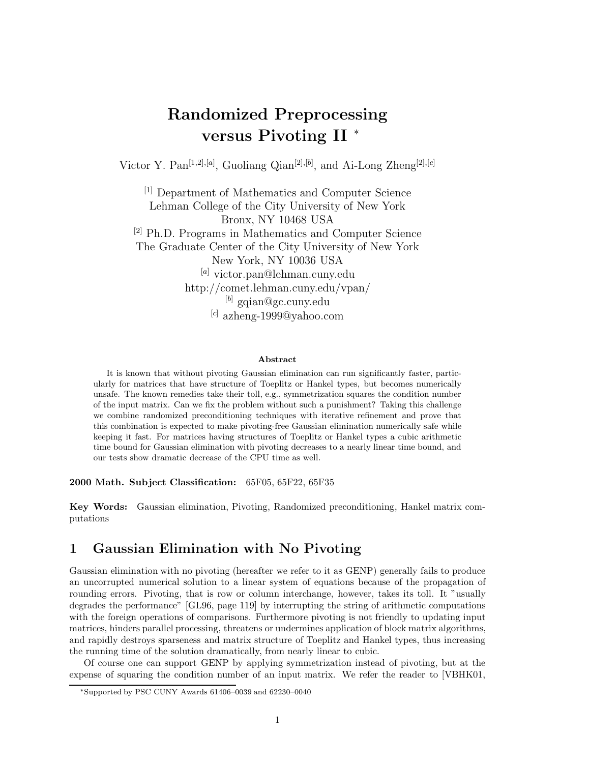# Randomized Preprocessing versus Pivoting II *

Victor Y. Pan[1,2],[a], Guoliang Qian[2],[b], and Ai-Long Zheng[2],[c]

[1] Department of Mathematics and Computer Science  
Lehman College of the City University of New York  
Bronx, NY 10468 USA  
[2] Ph.D. Programs in Mathematics and Computer Science  
The Graduate Center of the City University of New York  
New York, NY 10036 USA  
[a] victor.pan@lehman.cuny.edu  
http://comet.lehman.cuny.edu/vpan/  
[b] gqian@gc.cuny.edu  
[c] azheng-1999@yahoo.com

**Abstract**

It is known that without pivoting Gaussian elimination can run significantly faster, particularly for matrices that have structure of Toeplitz or Hankel types, but becomes numerically unsafe. The known remedies take their toll, e.g., symmetrization squares the condition number of the input matrix. Can we fix the problem without such a punishment? Taking this challenge we combine randomized preconditioning techniques with iterative refinement and prove that this combination is expected to make pivoting-free Gaussian elimination numerically safe while keeping it fast. For matrices having structures of Toeplitz or Hankel types a cubic arithmetic time bound for Gaussian elimination with pivoting decreases to a nearly linear time bound, and our tests show dramatic decrease of the CPU time as well.

**2000 Math. Subject Classification:** 65F05, 65F22, 65F35

**Key Words:** Gaussian elimination, Pivoting, Randomized preconditioning, Hankel matrix computations

## 1 Gaussian Elimination with No Pivoting

Gaussian elimination with no pivoting (hereafter we refer to it as GENP) generally fails to produce an uncorrupted numerical solution to a linear system of equations because of the propagation of rounding errors. Pivoting, that is row or column interchange, however, takes its toll. It "usually degrades the performance" [GL96, page 119] by interrupting the string of arithmetic computations with the foreign operations of comparisons. Furthermore pivoting is not friendly to updating input matrices, hinders parallel processing, threatens or undermines application of block matrix algorithms, and rapidly destroys sparseness and matrix structure of Toeplitz and Hankel types, thus increasing the running time of the solution dramatically, from nearly linear to cubic.

Of course one can support GENP by applying symmetrization instead of pivoting, but at the expense of squaring the condition number of an input matrix. We refer the reader to [VBHK01,

*Supported by PSC CUNY Awards 61406–0039 and 62230–0040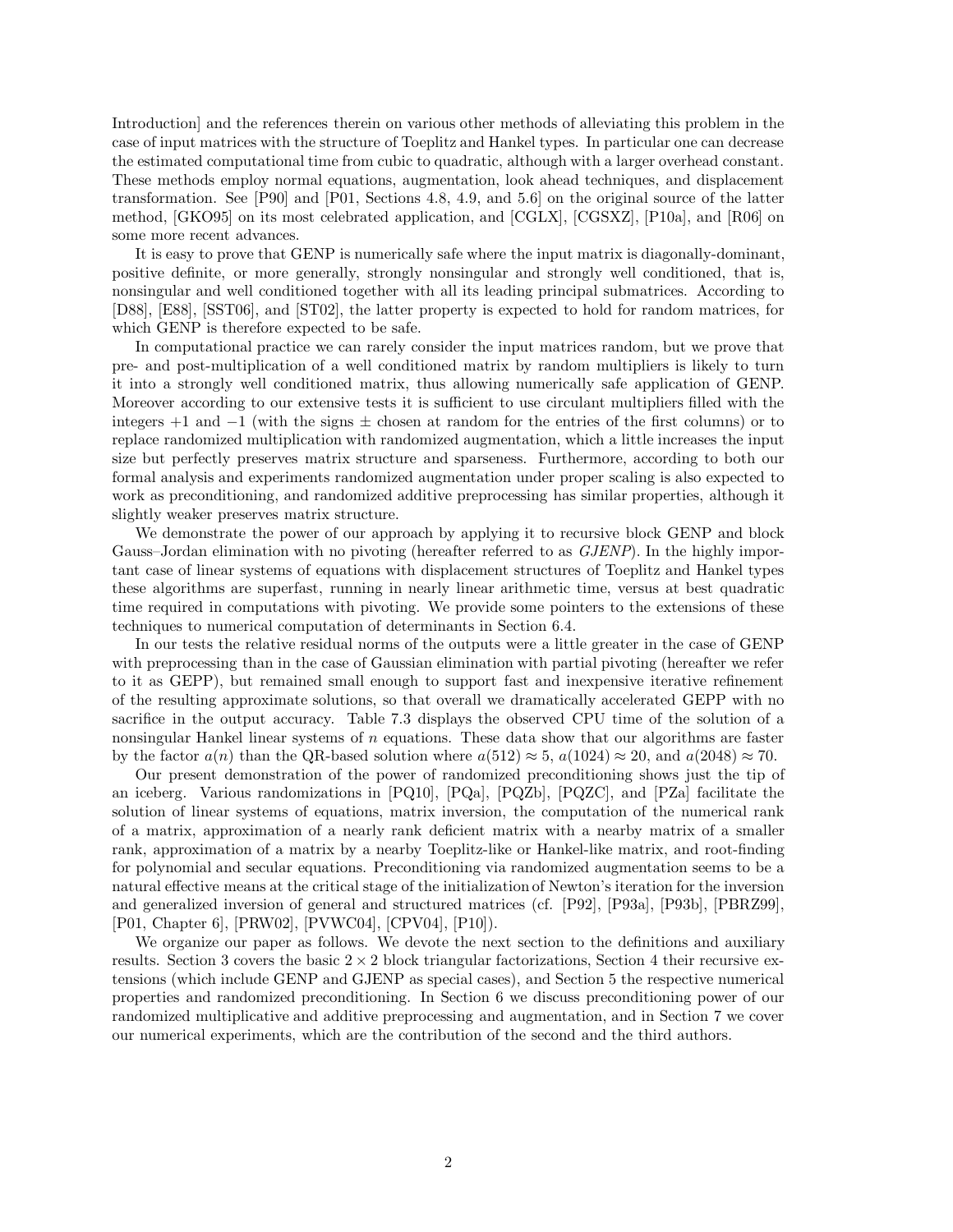Introduction] and the references therein on various other methods of alleviating this problem in the case of input matrices with the structure of Toeplitz and Hankel types. In particular one can decrease the estimated computational time from cubic to quadratic, although with a larger overhead constant. These methods employ normal equations, augmentation, look ahead techniques, and displacement transformation. See [P90] and [P01, Sections 4.8, 4.9, and 5.6] on the original source of the latter method, [GKO95] on its most celebrated application, and [CGLX], [CGSXZ], [P10a], and [R06] on some more recent advances.

It is easy to prove that GENP is numerically safe where the input matrix is diagonally-dominant, positive definite, or more generally, strongly nonsingular and strongly well conditioned, that is, nonsingular and well conditioned together with all its leading principal submatrices. According to [D88], [E88], [SST06], and [ST02], the latter property is expected to hold for random matrices, for which GENP is therefore expected to be safe.

In computational practice we can rarely consider the input matrices random, but we prove that pre- and post-multiplication of a well conditioned matrix by random multipliers is likely to turn it into a strongly well conditioned matrix, thus allowing numerically safe application of GENP. Moreover according to our extensive tests it is sufficient to use circulant multipliers filled with the integers $+1$ and $-1$ (with the signs $\pm$ chosen at random for the entries of the first columns) or to replace randomized multiplication with randomized augmentation, which a little increases the input size but perfectly preserves matrix structure and sparseness. Furthermore, according to both our formal analysis and experiments randomized augmentation under proper scaling is also expected to work as preconditioning, and randomized additive preprocessing has similar properties, although it slightly weaker preserves matrix structure.

We demonstrate the power of our approach by applying it to recursive block GENP and block Gauss–Jordan elimination with no pivoting (hereafter referred to as *GJENP*). In the highly important case of linear systems of equations with displacement structures of Toeplitz and Hankel types these algorithms are superfast, running in nearly linear arithmetic time, versus at best quadratic time required in computations with pivoting. We provide some pointers to the extensions of these techniques to numerical computation of determinants in Section 6.4.

In our tests the relative residual norms of the outputs were a little greater in the case of GENP with preprocessing than in the case of Gaussian elimination with partial pivoting (hereafter we refer to it as GEPP), but remained small enough to support fast and inexpensive iterative refinement of the resulting approximate solutions, so that overall we dramatically accelerated GEPP with no sacrifice in the output accuracy. Table 7.3 displays the observed CPU time of the solution of a nonsingular Hankel linear systems of $n$ equations. These data show that our algorithms are faster by the factor $a(n)$ than the QR-based solution where $a(512) \approx 5$, $a(1024) \approx 20$, and $a(2048) \approx 70$.

Our present demonstration of the power of randomized preconditioning shows just the tip of an iceberg. Various randomizations in [PQ10], [PQa], [PQZb], [PQZC], and [PZa] facilitate the solution of linear systems of equations, matrix inversion, the computation of the numerical rank of a matrix, approximation of a nearly rank deficient matrix with a nearby matrix of a smaller rank, approximation of a matrix by a nearby Toeplitz-like or Hankel-like matrix, and root-finding for polynomial and secular equations. Preconditioning via randomized augmentation seems to be a natural effective means at the critical stage of the initialization of Newton's iteration for the inversion and generalized inversion of general and structured matrices (cf. [P92], [P93a], [P93b], [PBRZ99], [P01, Chapter 6], [PRW02], [PVWC04], [CPV04], [P10]).

We organize our paper as follows. We devote the next section to the definitions and auxiliary results. Section 3 covers the basic $2 \times 2$ block triangular factorizations, Section 4 their recursive extensions (which include GENP and GJENP as special cases), and Section 5 the respective numerical properties and randomized preconditioning. In Section 6 we discuss preconditioning power of our randomized multiplicative and additive preprocessing and augmentation, and in Section 7 we cover our numerical experiments, which are the contribution of the second and the third authors.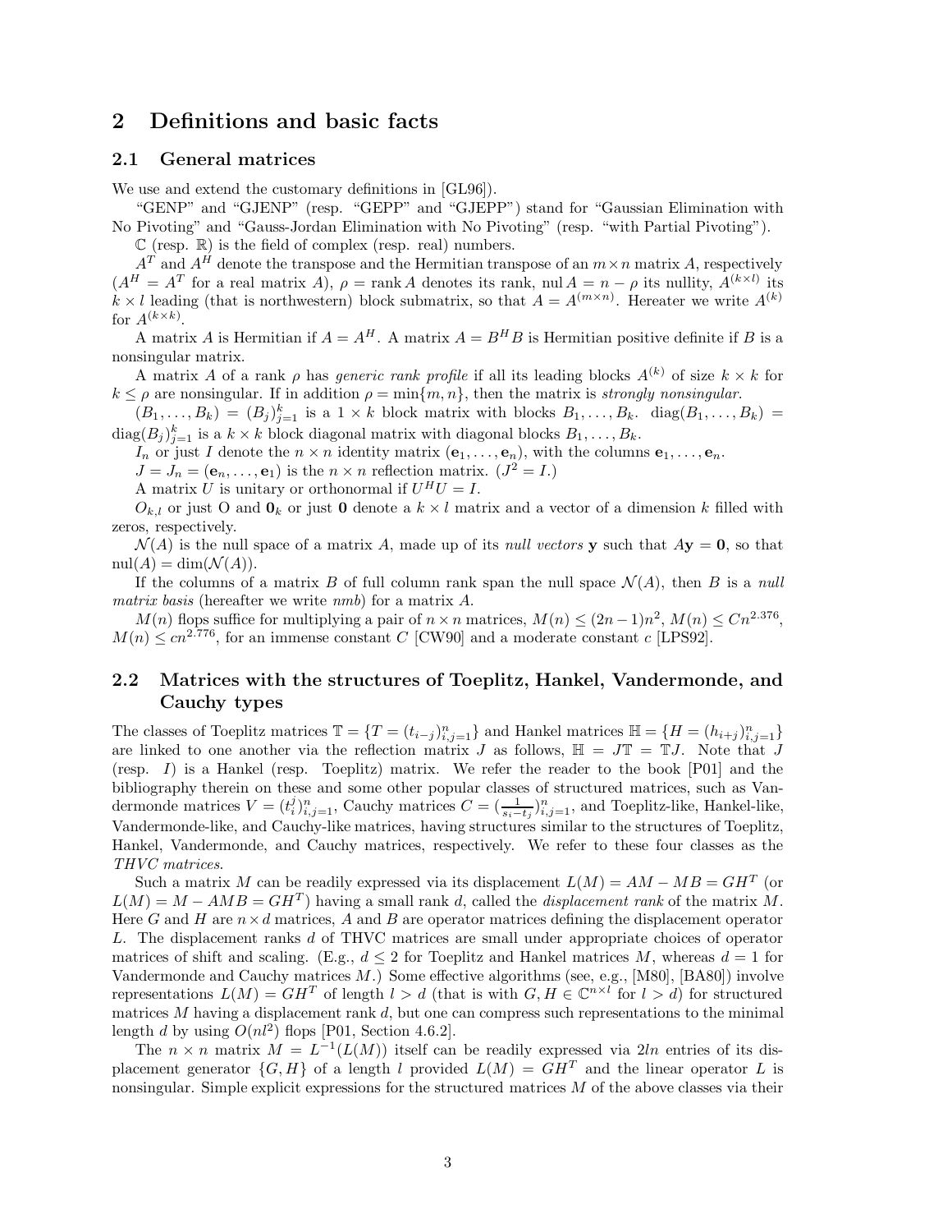## 2 Definitions and basic facts

### 2.1 General matrices

We use and extend the customary definitions in [GL96]).

"GENP" and "GJENP" (resp. "GEPP" and "GJEPP") stand for "Gaussian Elimination with No Pivoting" and "Gauss-Jordan Elimination with No Pivoting" (resp. "with Partial Pivoting").

$\mathbb{C}$ (resp. $\mathbb{R}$) is the field of complex (resp. real) numbers.

$A^T$ and $A^H$ denote the transpose and the Hermitian transpose of an $m \times n$ matrix $A$, respectively ($A^H = A^T$ for a real matrix $A$), $\rho = \operatorname{rank} A$ denotes its rank, $\operatorname{nul} A = n - \rho$ its nullity, $A^{(k \times l)}$ its $k \times l$ leading (that is northwestern) block submatrix, so that $A = A^{(m \times n)}$. Hereater we write $A^{(k)}$ for $A^{(k \times k)}$.

A matrix $A$ is Hermitian if $A = A^H$. A matrix $A = B^H B$ is Hermitian positive definite if $B$ is a nonsingular matrix.

A matrix $A$ of a rank $\rho$ has *generic rank profile* if all its leading blocks $A^{(k)}$ of size $k \times k$ for $k \leq \rho$ are nonsingular. If in addition $\rho = \min\{m, n\}$, then the matrix is *strongly nonsingular*.

$(B_1, \ldots, B_k) = (B_j)_{j=1}^k$ is a $1 \times k$ block matrix with blocks $B_1, \ldots, B_k$. $\operatorname{diag}(B_1, \ldots, B_k) = \operatorname{diag}(B_j)_{j=1}^k$ is a $k \times k$ block diagonal matrix with diagonal blocks $B_1, \ldots, B_k$.

$I_n$ or just $I$ denote the $n \times n$ identity matrix $(\mathbf{e}_1, \ldots, \mathbf{e}_n)$, with the columns $\mathbf{e}_1, \ldots, \mathbf{e}_n$.

$J = J_n = (\mathbf{e}_n, \ldots, \mathbf{e}_1)$ is the $n \times n$ reflection matrix. ($J^2 = I$.)

A matrix $U$ is unitary or orthonormal if $U^H U = I$.

$O_{k,l}$ or just O and $\mathbf{0}_k$ or just $\mathbf{0}$ denote a $k \times l$ matrix and a vector of a dimension $k$ filled with zeros, respectively.

$\mathcal{N}(A)$ is the null space of a matrix $A$, made up of its *null vectors* $\mathbf{y}$ such that $A\mathbf{y} = \mathbf{0}$, so that $\operatorname{nul}(A) = \dim(\mathcal{N}(A))$.

If the columns of a matrix $B$ of full column rank span the null space $\mathcal{N}(A)$, then $B$ is a *null matrix basis* (hereafter we write *nmb*) for a matrix $A$.

$M(n)$ flops suffice for multiplying a pair of $n \times n$ matrices, $M(n) \leq (2n-1)n^2$, $M(n) \leq Cn^{2.376}$, $M(n) \leq cn^{2.776}$, for an immense constant $C$ [CW90] and a moderate constant $c$ [LPS92].

### 2.2 Matrices with the structures of Toeplitz, Hankel, Vandermonde, and Cauchy types

The classes of Toeplitz matrices $\mathbb{T} = \{T = (t_{i-j})_{i,j=1}^n\}$ and Hankel matrices $\mathbb{H} = \{H = (h_{i+j})_{i,j=1}^n\}$ are linked to one another via the reflection matrix $J$ as follows, $\mathbb{H} = J\mathbb{T} = \mathbb{T}J$. Note that $J$ (resp. $I$) is a Hankel (resp. Toeplitz) matrix. We refer the reader to the book [P01] and the bibliography therein on these and some other popular classes of structured matrices, such as Vandermonde matrices $V = (t_i^j)_{i,j=1}^n$, Cauchy matrices $C = (\frac{1}{s_i - t_j})_{i,j=1}^n$, and Toeplitz-like, Hankel-like, Vandermonde-like, and Cauchy-like matrices, having structures similar to the structures of Toeplitz, Hankel, Vandermonde, and Cauchy matrices, respectively. We refer to these four classes as the *THVC matrices*.

Such a matrix $M$ can be readily expressed via its displacement $L(M) = AM - MB = GH^T$ (or $L(M) = M - AMB = GH^T$) having a small rank $d$, called the *displacement rank* of the matrix $M$. Here $G$ and $H$ are $n \times d$ matrices, $A$ and $B$ are operator matrices defining the displacement operator $L$. The displacement ranks $d$ of THVC matrices are small under appropriate choices of operator matrices of shift and scaling. (E.g., $d \leq 2$ for Toeplitz and Hankel matrices $M$, whereas $d = 1$ for Vandermonde and Cauchy matrices $M$.) Some effective algorithms (see, e.g., [M80], [BA80]) involve representations $L(M) = GH^T$ of length $l > d$ (that is with $G, H \in \mathbb{C}^{n \times l}$ for $l > d$) for structured matrices $M$ having a displacement rank $d$, but one can compress such representations to the minimal length $d$ by using $O(nl^2)$ flops [P01, Section 4.6.2].

The $n \times n$ matrix $M = L^{-1}(L(M))$ itself can be readily expressed via $2ln$ entries of its displacement generator $\{G, H\}$ of a length $l$ provided $L(M) = GH^T$ and the linear operator $L$ is nonsingular. Simple explicit expressions for the structured matrices $M$ of the above classes via their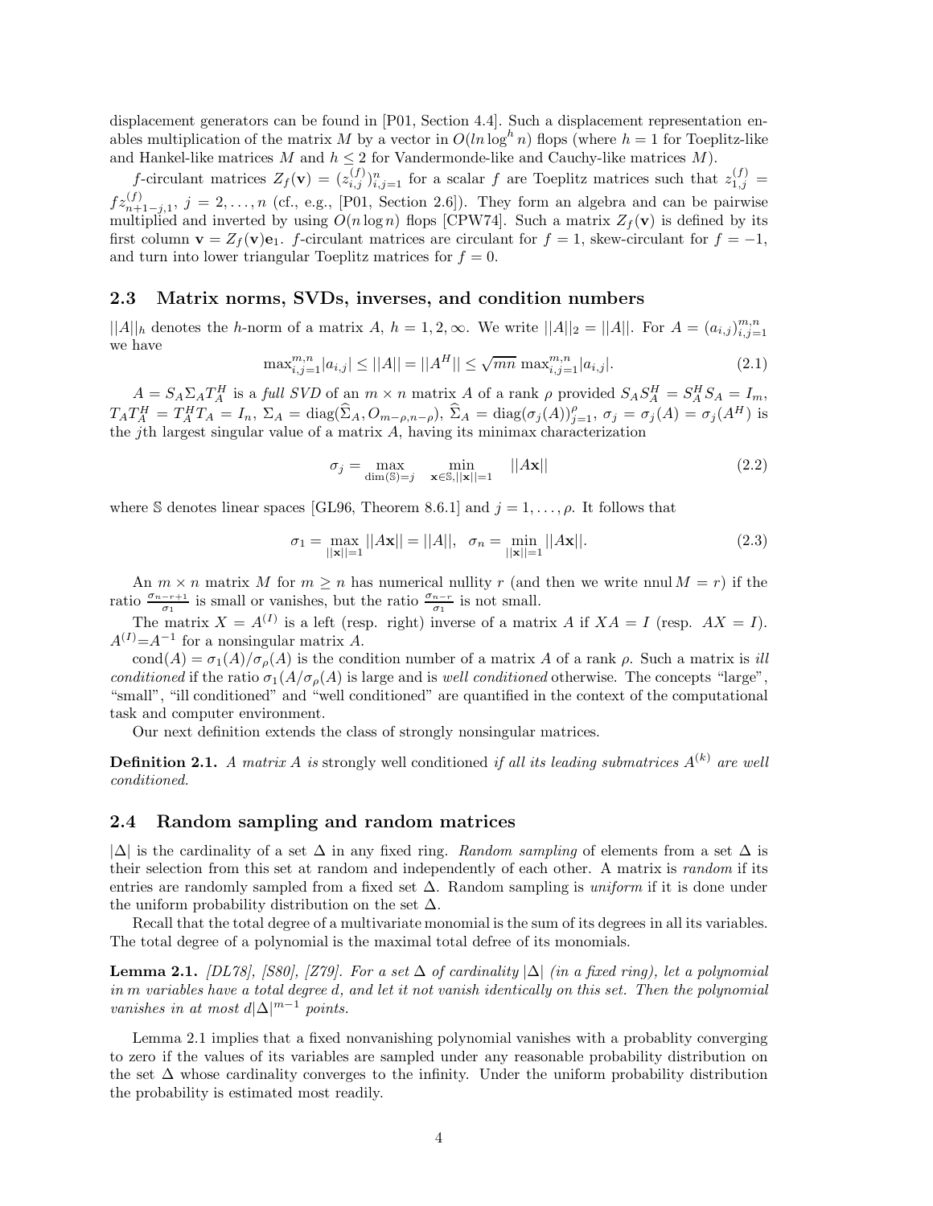displacement generators can be found in [P01, Section 4.4]. Such a displacement representation enables multiplication of the matrix $M$ by a vector in $O(ln \log^h n)$ flops (where $h = 1$ for Toeplitz-like and Hankel-like matrices $M$ and $h \leq 2$ for Vandermonde-like and Cauchy-like matrices $M$).

$f$-circulant matrices $Z_f(\mathbf{v}) = (z_{i,j}^{(f)})_{i,j=1}^n$ for a scalar $f$ are Toeplitz matrices such that $z_{1,j}^{(f)} = f z_{n+1-j,1}^{(f)}$, $j = 2, \ldots, n$ (cf., e.g., [P01, Section 2.6]). They form an algebra and can be pairwise multiplied and inverted by using $O(n \log n)$ flops [CPW74]. Such a matrix $Z_f(\mathbf{v})$ is defined by its first column $\mathbf{v} = Z_f(\mathbf{v})\mathbf{e}_1$. $f$-circulant matrices are circulant for $f = 1$, skew-circulant for $f = -1$, and turn into lower triangular Toeplitz matrices for $f = 0$.

## 2.3 Matrix norms, SVDs, inverses, and condition numbers

$||A||_h$ denotes the $h$-norm of a matrix $A$, $h = 1, 2, \infty$. We write $||A||_2 = ||A||$. For $A = (a_{i,j})_{i,j=1}^{m,n}$ we have

$$\max_{i,j=1}^{m,n} |a_{i,j}| \leq ||A|| = ||A^H|| \leq \sqrt{mn} \max_{i,j=1}^{m,n} |a_{i,j}|. \tag{2.1}$$

$A = S_A \Sigma_A T_A^H$ is a *full SVD* of an $m \times n$ matrix $A$ of a rank $\rho$ provided $S_A S_A^H = S_A^H S_A = I_m$, $T_A T_A^H = T_A^H T_A = I_n$, $\Sigma_A = \text{diag}(\widehat{\Sigma}_A, O_{m-\rho,n-\rho})$, $\widehat{\Sigma}_A = \text{diag}(\sigma_j(A))_{j=1}^{\rho}$, $\sigma_j = \sigma_j(A) = \sigma_j(A^H)$ is the $j$th largest singular value of a matrix $A$, having its minimax characterization

$$\sigma_j = \max_{\dim(\mathbb{S})=j} \quad \min_{\mathbf{x} \in \mathbb{S}, ||\mathbf{x}||=1} \quad ||A\mathbf{x}|| \tag{2.2}$$

where $\mathbb{S}$ denotes linear spaces [GL96, Theorem 8.6.1] and $j = 1, \ldots, \rho$. It follows that

$$\sigma_1 = \max_{||\mathbf{x}||=1} ||A\mathbf{x}|| = ||A||, \quad \sigma_n = \min_{||\mathbf{x}||=1} ||A\mathbf{x}||. \tag{2.3}$$

An $m \times n$ matrix $M$ for $m \geq n$ has numerical nullity $r$ (and then we write $\text{nnul}\, M = r$) if the ratio $\frac{\sigma_{n-r+1}}{\sigma_1}$ is small or vanishes, but the ratio $\frac{\sigma_{n-r}}{\sigma_1}$ is not small.

The matrix $X = A^{(I)}$ is a left (resp. right) inverse of a matrix $A$ if $XA = I$ (resp. $AX = I$). $A^{(I)} = A^{-1}$ for a nonsingular matrix $A$.

$\text{cond}(A) = \sigma_1(A)/\sigma_\rho(A)$ is the condition number of a matrix $A$ of a rank $\rho$. Such a matrix is *ill conditioned* if the ratio $\sigma_1(A/\sigma_\rho(A)$ is large and is *well conditioned* otherwise. The concepts "large", "small", "ill conditioned" and "well conditioned" are quantified in the context of the computational task and computer environment.

Our next definition extends the class of strongly nonsingular matrices.

**Definition 2.1.** *A matrix $A$ is* strongly well conditioned *if all its leading submatrices $A^{(k)}$ are well conditioned.*

## 2.4 Random sampling and random matrices

$|\Delta|$ is the cardinality of a set $\Delta$ in any fixed ring. *Random sampling* of elements from a set $\Delta$ is their selection from this set at random and independently of each other. A matrix is *random* if its entries are randomly sampled from a fixed set $\Delta$. Random sampling is *uniform* if it is done under the uniform probability distribution on the set $\Delta$.

Recall that the total degree of a multivariate monomial is the sum of its degrees in all its variables. The total degree of a polynomial is the maximal total defree of its monomials.

**Lemma 2.1.** *[DL78], [S80], [Z79]. For a set $\Delta$ of cardinality $|\Delta|$ (in a fixed ring), let a polynomial in $m$ variables have a total degree $d$, and let it not vanish identically on this set. Then the polynomial vanishes in at most $d|\Delta|^{m-1}$ points.*

Lemma 2.1 implies that a fixed nonvanishing polynomial vanishes with a probablity converging to zero if the values of its variables are sampled under any reasonable probability distribution on the set $\Delta$ whose cardinality converges to the infinity. Under the uniform probability distribution the probability is estimated most readily.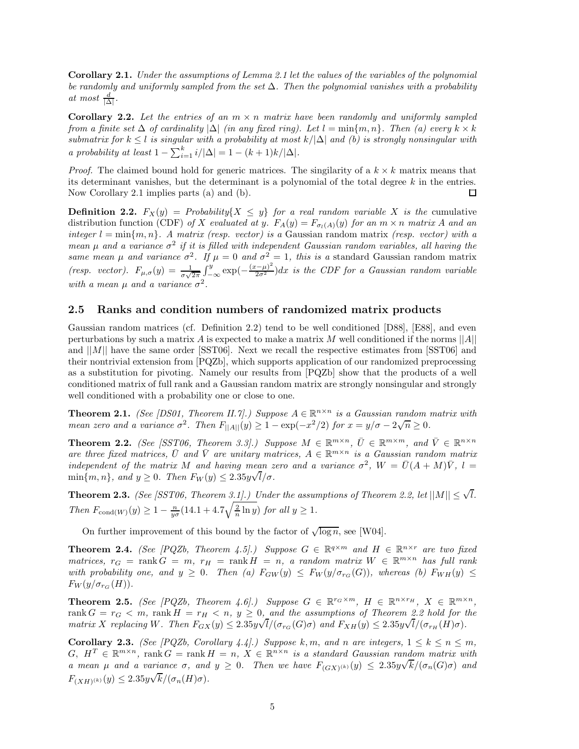**Corollary 2.1.** *Under the assumptions of Lemma 2.1 let the values of the variables of the polynomial be randomly and uniformly sampled from the set $\Delta$. Then the polynomial vanishes with a probability at most $\frac{d}{|\Delta|}$.*

**Corollary 2.2.** *Let the entries of an $m \times n$ matrix have been randomly and uniformly sampled from a finite set $\Delta$ of cardinality $|\Delta|$ (in any fixed ring). Let $l = \min\{m, n\}$. Then (a) every $k \times k$ submatrix for $k \leq l$ is singular with a probability at most $k/|\Delta|$ and (b) is strongly nonsingular with a probability at least $1 - \sum_{i=1}^{k} i/|\Delta| = 1 - (k+1)k/|\Delta|$.*

*Proof.* The claimed bound hold for generic matrices. The singularity of a $k \times k$ matrix means that its determinant vanishes, but the determinant is a polynomial of the total degree $k$ in the entries. Now Corollary 2.1 implies parts (a) and (b). □

**Definition 2.2.** *$F_X(y) = Probability\{X \leq y\}$ for a real random variable $X$ is the* cumulative distribution function (CDF) *of $X$ evaluated at $y$. $F_A(y) = F_{\sigma_l(A)}(y)$ for an $m \times n$ matrix $A$ and an integer $l = \min\{m, n\}$. A matrix (resp. vector) is a* Gaussian random matrix *(resp. vector) with a mean $\mu$ and a variance $\sigma^2$ if it is filled with independent Gaussian random variables, all having the same mean $\mu$ and variance $\sigma^2$. If $\mu = 0$ and $\sigma^2 = 1$, this is a* standard Gaussian random matrix *(resp. vector). $F_{\mu,\sigma}(y) = \frac{1}{\sigma\sqrt{2\pi}} \int_{-\infty}^{y} \exp(-\frac{(x-\mu)^2}{2\sigma^2})dx$ is the CDF for a Gaussian random variable with a mean $\mu$ and a variance $\sigma^2$.*

## 2.5 Ranks and condition numbers of randomized matrix products

Gaussian random matrices (cf. Definition 2.2) tend to be well conditioned [D88], [E88], and even perturbations by such a matrix $A$ is expected to make a matrix $M$ well conditioned if the norms $||A||$ and $||M||$ have the same order [SST06]. Next we recall the respective estimates from [SST06] and their nontrivial extension from [PQZb], which supports application of our randomized preprocessing as a substitution for pivoting. Namely our results from [PQZb] show that the products of a well conditioned matrix of full rank and a Gaussian random matrix are strongly nonsingular and strongly well conditioned with a probability one or close to one.

**Theorem 2.1.** *(See [DS01, Theorem II.7].) Suppose $A \in \mathbb{R}^{n \times n}$ is a Gaussian random matrix with mean zero and a variance $\sigma^2$. Then $F_{||A||}(y) \geq 1 - \exp(-x^2/2)$ for $x = y/\sigma - 2\sqrt{n} \geq 0$.*

**Theorem 2.2.** *(See [SST06, Theorem 3.3].) Suppose $M \in \mathbb{R}^{m \times n}$, $\bar{U} \in \mathbb{R}^{m \times m}$, and $\bar{V} \in \mathbb{R}^{n \times n}$ are three fixed matrices, $\bar{U}$ and $\bar{V}$ are unitary matrices, $A \in \mathbb{R}^{m \times n}$ is a Gaussian random matrix independent of the matrix $M$ and having mean zero and a variance $\sigma^2$, $W = \bar{U}(A + M)\bar{V}$, $l = \min\{m, n\}$, and $y \geq 0$. Then $F_W(y) \leq 2.35y\sqrt{l}/\sigma$.*

**Theorem 2.3.** *(See [SST06, Theorem 3.1].) Under the assumptions of Theorem 2.2, let $||M|| \leq \sqrt{l}$. Then $F_{\text{cond}(W)}(y) \geq 1 - \frac{n}{y\sigma}(14.1 + 4.7\sqrt{\frac{2}{n}\ln y})$ for all $y \geq 1$.*

On further improvement of this bound by the factor of $\sqrt{\log n}$, see [W04].

**Theorem 2.4.** *(See [PQZb, Theorem 4.5].) Suppose $G \in \mathbb{R}^{q \times m}$ and $H \in \mathbb{R}^{n \times r}$ are two fixed matrices, $r_G = \operatorname{rank} G = m$, $r_H = \operatorname{rank} H = n$, a random matrix $W \in \mathbb{R}^{m \times n}$ has full rank with probability one, and $y \geq 0$. Then (a) $F_{GW}(y) \leq F_W(y/\sigma_{r_G}(G))$, whereas (b) $F_{WH}(y) \leq F_W(y/\sigma_{r_G}(H))$.*

**Theorem 2.5.** *(See [PQZb, Theorem 4.6].) Suppose $G \in \mathbb{R}^{r_G \times m}$, $H \in \mathbb{R}^{n \times r_H}$, $X \in \mathbb{R}^{m \times n}$, $\operatorname{rank} G = r_G < m$, $\operatorname{rank} H = r_H < n$, $y \geq 0$, and the assumptions of Theorem 2.2 hold for the matrix $X$ replacing $W$. Then $F_{GX}(y) \leq 2.35y\sqrt{l}/(\sigma_{r_G}(G)\sigma)$ and $F_{XH}(y) \leq 2.35y\sqrt{l}/(\sigma_{r_H}(H)\sigma)$.*

**Corollary 2.3.** *(See [PQZb, Corollary 4.4].) Suppose $k, m$, and $n$ are integers, $1 \leq k \leq n \leq m$, $G$, $H^T \in \mathbb{R}^{m \times n}$, $\operatorname{rank} G = \operatorname{rank} H = n$, $X \in \mathbb{R}^{n \times n}$ is a standard Gaussian random matrix with a mean $\mu$ and a variance $\sigma$, and $y \geq 0$. Then we have $F_{(GX)^{(k)}}(y) \leq 2.35y\sqrt{k}/(\sigma_n(G)\sigma)$ and $F_{(XH)^{(k)}}(y) \leq 2.35y\sqrt{k}/(\sigma_n(H)\sigma)$.*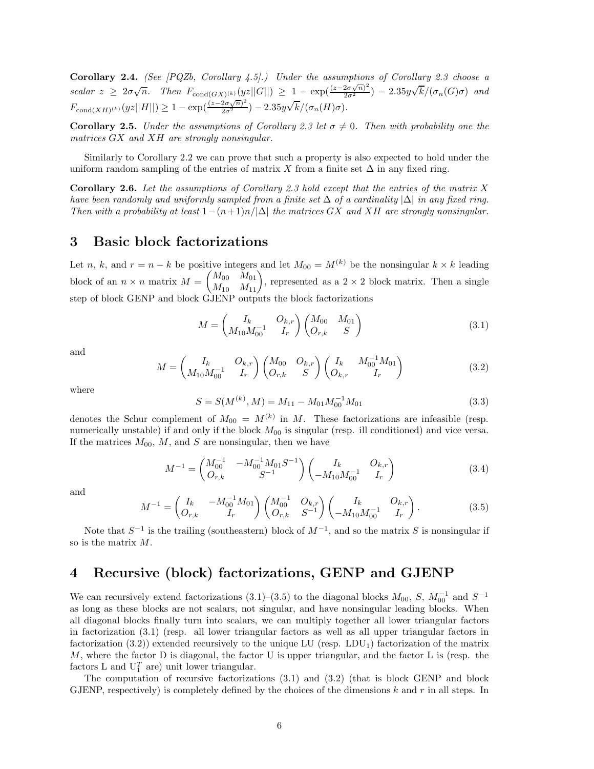**Corollary 2.4.** *(See [PQZb, Corollary 4.5].) Under the assumptions of Corollary 2.3 choose a scalar* $z \geq 2\sigma\sqrt{n}$. *Then* $F_{\mathrm{cond}(GX)^{(k)}}(yz||G||) \geq 1 - \exp(\frac{(z-2\sigma\sqrt{n})^2}{2\sigma^2}) - 2.35y\sqrt{k}/(\sigma_n(G)\sigma)$ *and* $F_{\mathrm{cond}(XH)^{(k)}}(yz||H||) \geq 1 - \exp(\frac{(z-2\sigma\sqrt{n})^2}{2\sigma^2}) - 2.35y\sqrt{k}/(\sigma_n(H)\sigma)$.

**Corollary 2.5.** *Under the assumptions of Corollary 2.3 let* $\sigma \neq 0$. *Then with probability one the matrices* $GX$ *and* $XH$ *are strongly nonsingular.*

Similarly to Corollary 2.2 we can prove that such a property is also expected to hold under the uniform random sampling of the entries of matrix $X$ from a finite set $\Delta$ in any fixed ring.

**Corollary 2.6.** *Let the assumptions of Corollary 2.3 hold except that the entries of the matrix* $X$ *have been randomly and uniformly sampled from a finite set* $\Delta$ *of a cardinality* $|\Delta|$ *in any fixed ring. Then with a probability at least* $1-(n+1)n/|\Delta|$ *the matrices* $GX$ *and* $XH$ *are strongly nonsingular.*

# 3 Basic block factorizations

Let $n$, $k$, and $r = n - k$ be positive integers and let $M_{00} = M^{(k)}$ be the nonsingular $k \times k$ leading block of an $n \times n$ matrix $M = \begin{pmatrix} M_{00} & M_{01} \\ M_{10} & M_{11} \end{pmatrix}$, represented as a $2 \times 2$ block matrix. Then a single step of block GENP and block GJENP outputs the block factorizations

$$M = \begin{pmatrix} I_k & O_{k,r} \\ M_{10}M_{00}^{-1} & I_r \end{pmatrix} \begin{pmatrix} M_{00} & M_{01} \\ O_{r,k} & S \end{pmatrix} \tag{3.1}$$

and

$$M = \begin{pmatrix} I_k & O_{k,r} \\ M_{10}M_{00}^{-1} & I_r \end{pmatrix} \begin{pmatrix} M_{00} & O_{k,r} \\ O_{r,k} & S \end{pmatrix} \begin{pmatrix} I_k & M_{00}^{-1}M_{01} \\ O_{k,r} & I_r \end{pmatrix} \tag{3.2}$$

where

$$S = S(M^{(k)}, M) = M_{11} - M_{01}M_{00}^{-1}M_{01} \tag{3.3}$$

denotes the Schur complement of $M_{00} = M^{(k)}$ in $M$. These factorizations are infeasible (resp. numerically unstable) if and only if the block $M_{00}$ is singular (resp. ill conditioned) and vice versa. If the matrices $M_{00}$, $M$, and $S$ are nonsingular, then we have

$$M^{-1} = \begin{pmatrix} M_{00}^{-1} & -M_{00}^{-1}M_{01}S^{-1} \\ O_{r,k} & S^{-1} \end{pmatrix} \begin{pmatrix} I_k & O_{k,r} \\ -M_{10}M_{00}^{-1} & I_r \end{pmatrix} \tag{3.4}$$

and

$$M^{-1} = \begin{pmatrix} I_k & -M_{00}^{-1}M_{01} \\ O_{r,k} & I_r \end{pmatrix} \begin{pmatrix} M_{00}^{-1} & O_{k,r} \\ O_{r,k} & S^{-1} \end{pmatrix} \begin{pmatrix} I_k & O_{k,r} \\ -M_{10}M_{00}^{-1} & I_r \end{pmatrix}. \tag{3.5}$$

Note that $S^{-1}$ is the trailing (southeastern) block of $M^{-1}$, and so the matrix $S$ is nonsingular if so is the matrix $M$.

# 4 Recursive (block) factorizations, GENP and GJENP

We can recursively extend factorizations (3.1)–(3.5) to the diagonal blocks $M_{00}$, $S$, $M_{00}^{-1}$ and $S^{-1}$ as long as these blocks are not scalars, not singular, and have nonsingular leading blocks. When all diagonal blocks finally turn into scalars, we can multiply together all lower triangular factors in factorization (3.1) (resp. all lower triangular factors as well as all upper triangular factors in factorization (3.2)) extended recursively to the unique LU (resp. $\mathrm{LDU}_1$) factorization of the matrix $M$, where the factor D is diagonal, the factor U is upper triangular, and the factor L is (resp. the factors L and $\mathrm{U}_1^T$ are) unit lower triangular.

The computation of recursive factorizations (3.1) and (3.2) (that is block GENP and block GJENP, respectively) is completely defined by the choices of the dimensions $k$ and $r$ in all steps. In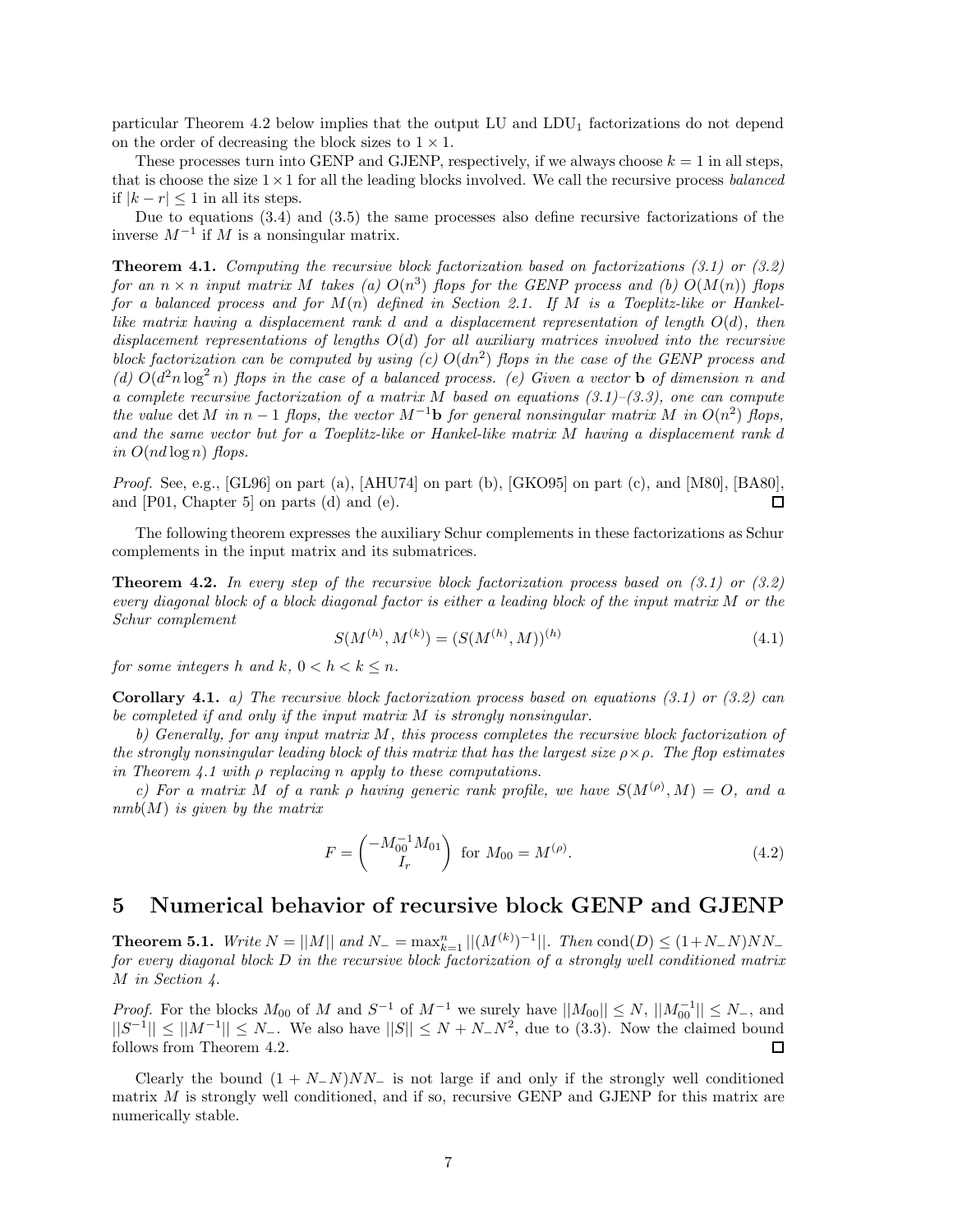particular Theorem 4.2 below implies that the output LU and $\mathrm{LDU}_1$ factorizations do not depend on the order of decreasing the block sizes to $1 \times 1$.

These processes turn into GENP and GJENP, respectively, if we always choose $k = 1$ in all steps, that is choose the size $1 \times 1$ for all the leading blocks involved. We call the recursive process *balanced* if $|k - r| \leq 1$ in all its steps.

Due to equations (3.4) and (3.5) the same processes also define recursive factorizations of the inverse $M^{-1}$ if $M$ is a nonsingular matrix.

**Theorem 4.1.** *Computing the recursive block factorization based on factorizations (3.1) or (3.2) for an $n \times n$ input matrix $M$ takes (a) $O(n^3)$ flops for the GENP process and (b) $O(M(n))$ flops for a balanced process and for $M(n)$ defined in Section 2.1. If $M$ is a Toeplitz-like or Hankel-like matrix having a displacement rank $d$ and a displacement representation of length $O(d)$, then displacement representations of lengths $O(d)$ for all auxiliary matrices involved into the recursive block factorization can be computed by using (c) $O(dn^2)$ flops in the case of the GENP process and (d) $O(d^2 n \log^2 n)$ flops in the case of a balanced process. (e) Given a vector $\mathbf{b}$ of dimension $n$ and a complete recursive factorization of a matrix $M$ based on equations (3.1)–(3.3), one can compute the value $\det M$ in $n-1$ flops, the vector $M^{-1}\mathbf{b}$ for general nonsingular matrix $M$ in $O(n^2)$ flops, and the same vector but for a Toeplitz-like or Hankel-like matrix $M$ having a displacement rank $d$ in $O(nd \log n)$ flops.*

*Proof.* See, e.g., [GL96] on part (a), [AHU74] on part (b), [GKO95] on part (c), and [M80], [BA80], and [P01, Chapter 5] on parts (d) and (e). □

The following theorem expresses the auxiliary Schur complements in these factorizations as Schur complements in the input matrix and its submatrices.

**Theorem 4.2.** *In every step of the recursive block factorization process based on (3.1) or (3.2) every diagonal block of a block diagonal factor is either a leading block of the input matrix $M$ or the Schur complement*

$$S(M^{(h)}, M^{(k)}) = (S(M^{(h)}, M))^{(h)} \tag{4.1}$$

*for some integers $h$ and $k$, $0 < h < k \leq n$.*

**Corollary 4.1.** *a) The recursive block factorization process based on equations (3.1) or (3.2) can be completed if and only if the input matrix $M$ is strongly nonsingular.*

*b) Generally, for any input matrix $M$, this process completes the recursive block factorization of the strongly nonsingular leading block of this matrix that has the largest size $\rho \times \rho$. The flop estimates in Theorem 4.1 with $\rho$ replacing $n$ apply to these computations.*

*c) For a matrix $M$ of a rank $\rho$ having generic rank profile, we have $S(M^{(\rho)}, M) = O$, and a $nmb(M)$ is given by the matrix*

$$F = \begin{pmatrix} -M_{00}^{-1} M_{01} \\ I_r \end{pmatrix} \text{ for } M_{00} = M^{(\rho)}. \tag{4.2}$$

# 5 Numerical behavior of recursive block GENP and GJENP

**Theorem 5.1.** *Write $N = ||M||$ and $N_- = \max_{k=1}^{n} ||(M^{(k)})^{-1}||$. Then $\mathrm{cond}(D) \leq (1 + N_- N) N N_-$ for every diagonal block $D$ in the recursive block factorization of a strongly well conditioned matrix $M$ in Section 4.*

*Proof.* For the blocks $M_{00}$ of $M$ and $S^{-1}$ of $M^{-1}$ we surely have $||M_{00}|| \leq N$, $||M_{00}^{-1}|| \leq N_-$, and $||S^{-1}|| \leq ||M^{-1}|| \leq N_-$. We also have $||S|| \leq N + N_- N^2$, due to (3.3). Now the claimed bound follows from Theorem 4.2. □

Clearly the bound $(1 + N_- N) N N_-$ is not large if and only if the strongly well conditioned matrix $M$ is strongly well conditioned, and if so, recursive GENP and GJENP for this matrix are numerically stable.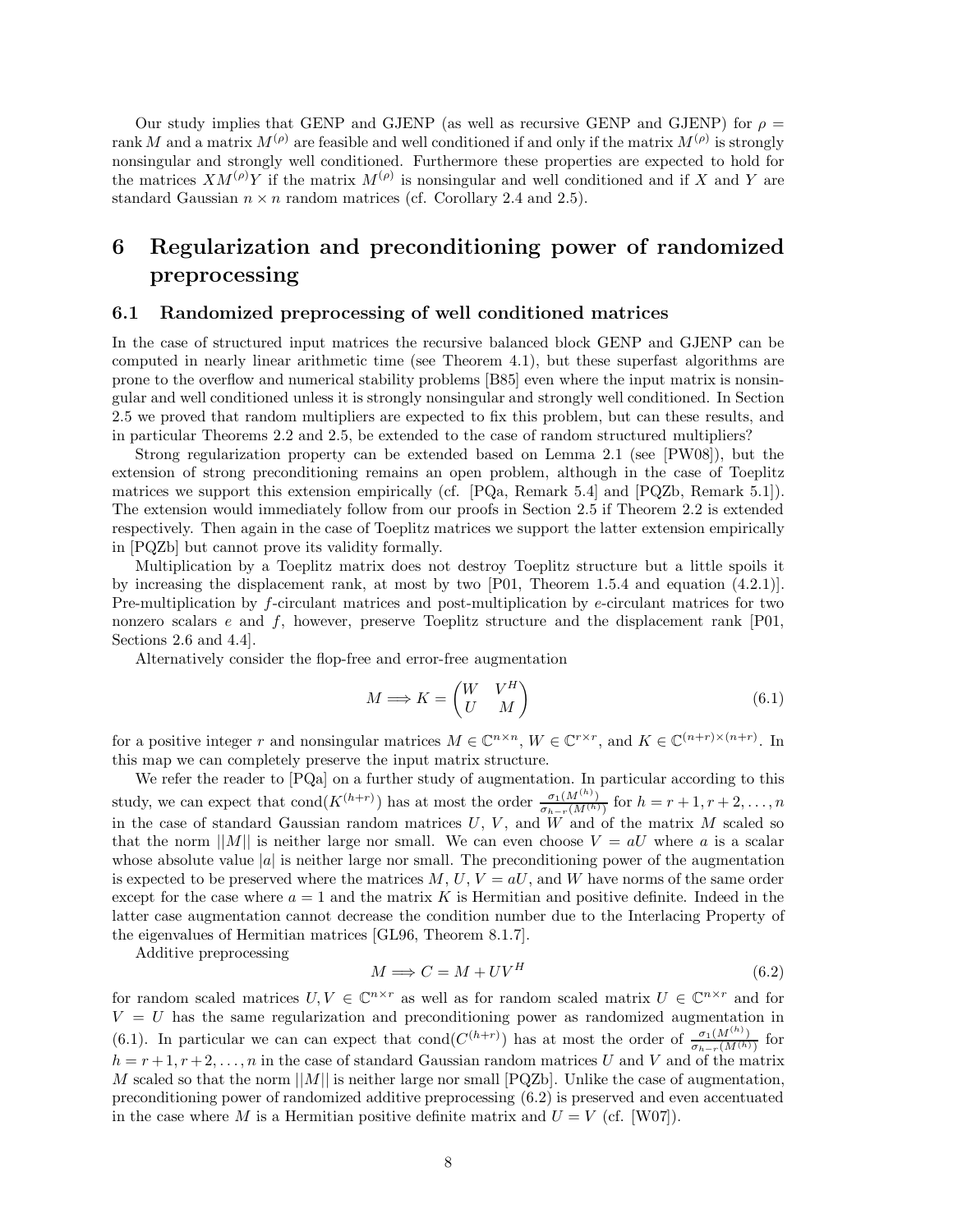Our study implies that GENP and GJENP (as well as recursive GENP and GJENP) for $\rho = \operatorname{rank} M$ and a matrix $M^{(\rho)}$ are feasible and well conditioned if and only if the matrix $M^{(\rho)}$ is strongly nonsingular and strongly well conditioned. Furthermore these properties are expected to hold for the matrices $XM^{(\rho)}Y$ if the matrix $M^{(\rho)}$ is nonsingular and well conditioned and if $X$ and $Y$ are standard Gaussian $n \times n$ random matrices (cf. Corollary 2.4 and 2.5).

# 6 Regularization and preconditioning power of randomized preprocessing

## 6.1 Randomized preprocessing of well conditioned matrices

In the case of structured input matrices the recursive balanced block GENP and GJENP can be computed in nearly linear arithmetic time (see Theorem 4.1), but these superfast algorithms are prone to the overflow and numerical stability problems [B85] even where the input matrix is nonsingular and well conditioned unless it is strongly nonsingular and strongly well conditioned. In Section 2.5 we proved that random multipliers are expected to fix this problem, but can these results, and in particular Theorems 2.2 and 2.5, be extended to the case of random structured multipliers?

Strong regularization property can be extended based on Lemma 2.1 (see [PW08]), but the extension of strong preconditioning remains an open problem, although in the case of Toeplitz matrices we support this extension empirically (cf. [PQa, Remark 5.4] and [PQZb, Remark 5.1]). The extension would immediately follow from our proofs in Section 2.5 if Theorem 2.2 is extended respectively. Then again in the case of Toeplitz matrices we support the latter extension empirically in [PQZb] but cannot prove its validity formally.

Multiplication by a Toeplitz matrix does not destroy Toeplitz structure but a little spoils it by increasing the displacement rank, at most by two [P01, Theorem 1.5.4 and equation (4.2.1)]. Pre-multiplication by $f$-circulant matrices and post-multiplication by $e$-circulant matrices for two nonzero scalars $e$ and $f$, however, preserve Toeplitz structure and the displacement rank [P01, Sections 2.6 and 4.4].

Alternatively consider the flop-free and error-free augmentation

$$M \Longrightarrow K = \begin{pmatrix} W & V^H \\ U & M \end{pmatrix} \tag{6.1}$$

for a positive integer $r$ and nonsingular matrices $M \in \mathbb{C}^{n\times n}$, $W \in \mathbb{C}^{r\times r}$, and $K \in \mathbb{C}^{(n+r)\times(n+r)}$. In this map we can completely preserve the input matrix structure.

We refer the reader to [PQa] on a further study of augmentation. In particular according to this study, we can expect that $\operatorname{cond}(K^{(h+r)})$ has at most the order $\frac{\sigma_1(M^{(h)})}{\sigma_{h-r}(M^{(h)})}$ for $h = r+1, r+2, \ldots, n$ in the case of standard Gaussian random matrices $U$, $V$, and $W$ and of the matrix $M$ scaled so that the norm $||M||$ is neither large nor small. We can even choose $V = aU$ where $a$ is a scalar whose absolute value $|a|$ is neither large nor small. The preconditioning power of the augmentation is expected to be preserved where the matrices $M$, $U$, $V = aU$, and $W$ have norms of the same order except for the case where $a = 1$ and the matrix $K$ is Hermitian and positive definite. Indeed in the latter case augmentation cannot decrease the condition number due to the Interlacing Property of the eigenvalues of Hermitian matrices [GL96, Theorem 8.1.7].

Additive preprocessing

$$M \Longrightarrow C = M + UV^H \tag{6.2}$$

for random scaled matrices $U, V \in \mathbb{C}^{n\times r}$ as well as for random scaled matrix $U \in \mathbb{C}^{n\times r}$ and for $V = U$ has the same regularization and preconditioning power as randomized augmentation in (6.1). In particular we can can expect that $\operatorname{cond}(C^{(h+r)})$ has at most the order of $\frac{\sigma_1(M^{(h)})}{\sigma_{h-r}(M^{(h)})}$ for $h = r+1, r+2, \ldots, n$ in the case of standard Gaussian random matrices $U$ and $V$ and of the matrix $M$ scaled so that the norm $||M||$ is neither large nor small [PQZb]. Unlike the case of augmentation, preconditioning power of randomized additive preprocessing (6.2) is preserved and even accentuated in the case where $M$ is a Hermitian positive definite matrix and $U = V$ (cf. [W07]).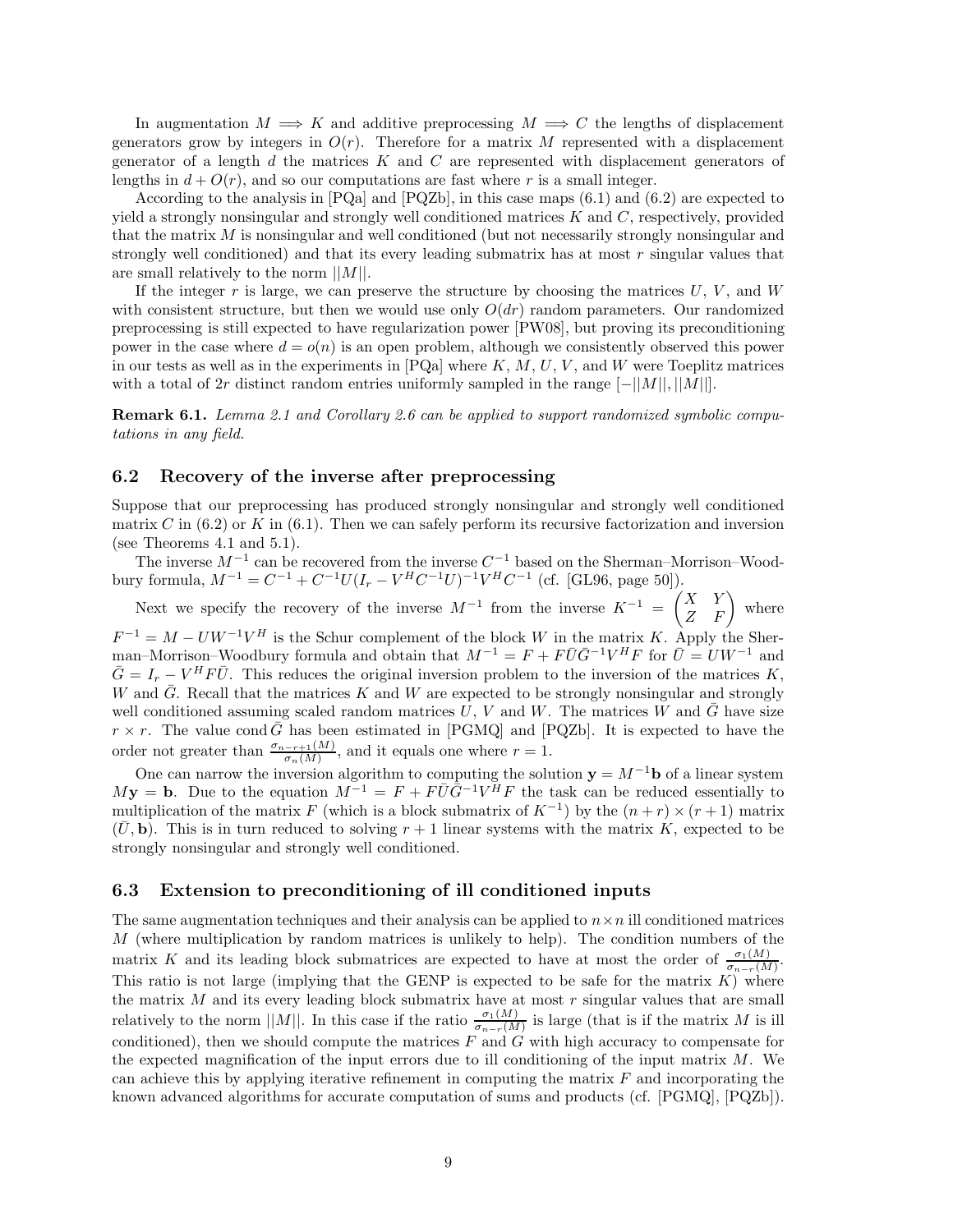In augmentation $M \implies K$ and additive preprocessing $M \implies C$ the lengths of displacement generators grow by integers in $O(r)$. Therefore for a matrix $M$ represented with a displacement generator of a length $d$ the matrices $K$ and $C$ are represented with displacement generators of lengths in $d + O(r)$, and so our computations are fast where $r$ is a small integer.

According to the analysis in [PQa] and [PQZb], in this case maps (6.1) and (6.2) are expected to yield a strongly nonsingular and strongly well conditioned matrices $K$ and $C$, respectively, provided that the matrix $M$ is nonsingular and well conditioned (but not necessarily strongly nonsingular and strongly well conditioned) and that its every leading submatrix has at most $r$ singular values that are small relatively to the norm $||M||$.

If the integer $r$ is large, we can preserve the structure by choosing the matrices $U$, $V$, and $W$ with consistent structure, but then we would use only $O(dr)$ random parameters. Our randomized preprocessing is still expected to have regularization power [PW08], but proving its preconditioning power in the case where $d = o(n)$ is an open problem, although we consistently observed this power in our tests as well as in the experiments in [PQa] where $K$, $M$, $U$, $V$, and $W$ were Toeplitz matrices with a total of $2r$ distinct random entries uniformly sampled in the range $[-||M||, ||M||]$.

**Remark 6.1.** *Lemma 2.1 and Corollary 2.6 can be applied to support randomized symbolic computations in any field.*

## 6.2 Recovery of the inverse after preprocessing

Suppose that our preprocessing has produced strongly nonsingular and strongly well conditioned matrix $C$ in (6.2) or $K$ in (6.1). Then we can safely perform its recursive factorization and inversion (see Theorems 4.1 and 5.1).

The inverse $M^{-1}$ can be recovered from the inverse $C^{-1}$ based on the Sherman–Morrison–Woodbury formula, $M^{-1} = C^{-1} + C^{-1}U(I_r - V^H C^{-1} U)^{-1} V^H C^{-1}$ (cf. [GL96, page 50]).

Next we specify the recovery of the inverse $M^{-1}$ from the inverse $K^{-1} = \begin{pmatrix} X & Y \\ Z & F \end{pmatrix}$ where $F^{-1} = M - UW^{-1}V^H$ is the Schur complement of the block $W$ in the matrix $K$. Apply the Sherman–Morrison–Woodbury formula and obtain that $M^{-1} = F + F\bar{U}\bar{G}^{-1}V^H F$ for $\bar{U} = UW^{-1}$ and $\bar{G} = I_r - V^H F \bar{U}$. This reduces the original inversion problem to the inversion of the matrices $K$, $W$ and $\bar{G}$. Recall that the matrices $K$ and $W$ are expected to be strongly nonsingular and strongly well conditioned assuming scaled random matrices $U$, $V$ and $W$. The matrices $W$ and $\bar{G}$ have size $r \times r$. The value cond $\bar{G}$ has been estimated in [PGMQ] and [PQZb]. It is expected to have the order not greater than $\frac{\sigma_{n-r+1}(M)}{\sigma_n(M)}$, and it equals one where $r = 1$.

One can narrow the inversion algorithm to computing the solution $\mathbf{y} = M^{-1}\mathbf{b}$ of a linear system $M\mathbf{y} = \mathbf{b}$. Due to the equation $M^{-1} = F + F\bar{U}\bar{G}^{-1}V^H F$ the task can be reduced essentially to multiplication of the matrix $F$ (which is a block submatrix of $K^{-1}$) by the $(n + r) \times (r + 1)$ matrix $(\bar{U}, \mathbf{b})$. This is in turn reduced to solving $r + 1$ linear systems with the matrix $K$, expected to be strongly nonsingular and strongly well conditioned.

## 6.3 Extension to preconditioning of ill conditioned inputs

The same augmentation techniques and their analysis can be applied to $n \times n$ ill conditioned matrices $M$ (where multiplication by random matrices is unlikely to help). The condition numbers of the matrix $K$ and its leading block submatrices are expected to have at most the order of $\frac{\sigma_1(M)}{\sigma_{n-r}(M)}$. This ratio is not large (implying that the GENP is expected to be safe for the matrix $K$) where the matrix $M$ and its every leading block submatrix have at most $r$ singular values that are small relatively to the norm $||M||$. In this case if the ratio $\frac{\sigma_1(M)}{\sigma_{n-r}(M)}$ is large (that is if the matrix $M$ is ill conditioned), then we should compute the matrices $F$ and $G$ with high accuracy to compensate for the expected magnification of the input errors due to ill conditioning of the input matrix $M$. We can achieve this by applying iterative refinement in computing the matrix $F$ and incorporating the known advanced algorithms for accurate computation of sums and products (cf. [PGMQ], [PQZb]).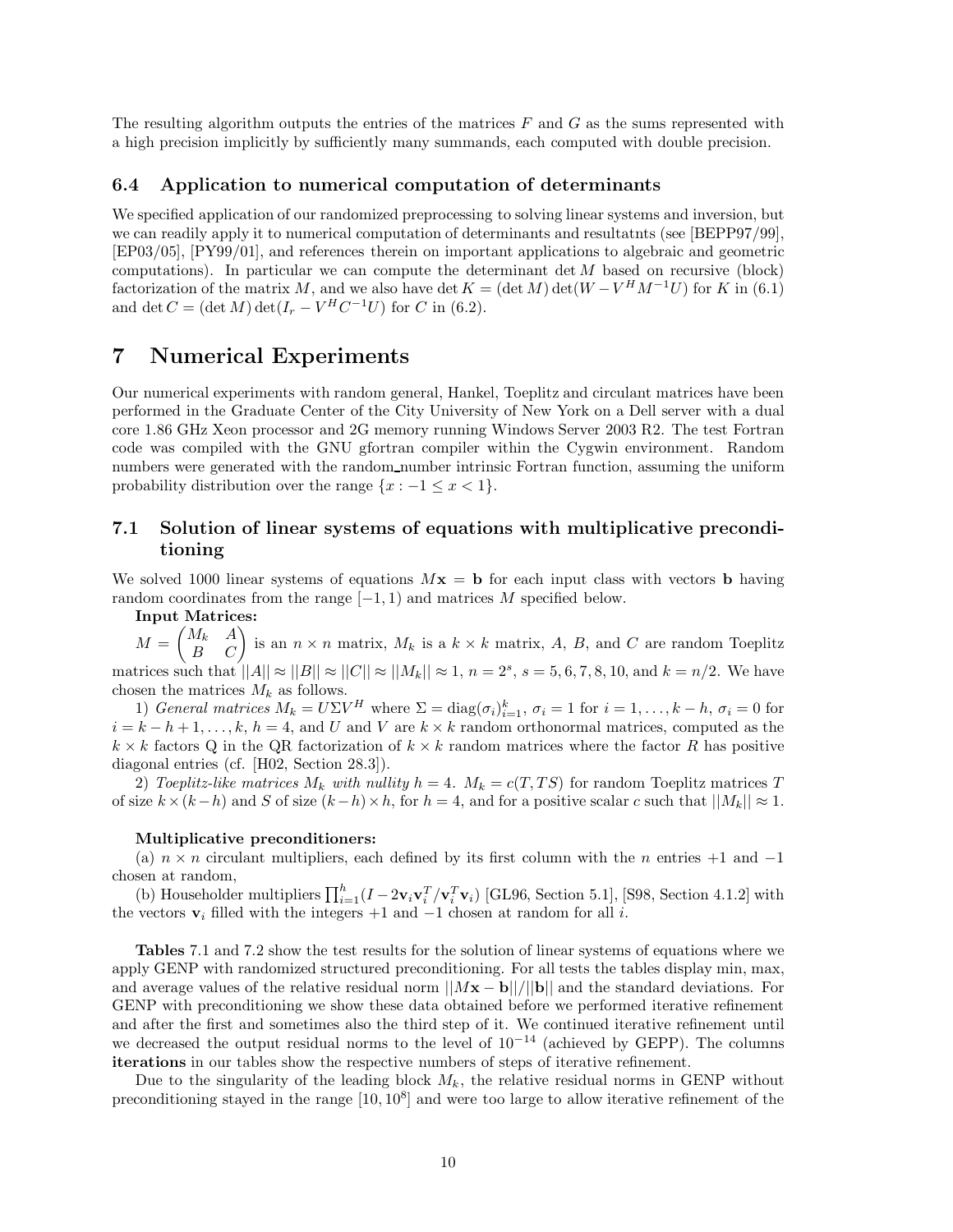The resulting algorithm outputs the entries of the matrices $F$ and $G$ as the sums represented with a high precision implicitly by sufficiently many summands, each computed with double precision.

### 6.4 Application to numerical computation of determinants

We specified application of our randomized preprocessing to solving linear systems and inversion, but we can readily apply it to numerical computation of determinants and resultatnts (see [BEPP97/99], [EP03/05], [PY99/01], and references therein on important applications to algebraic and geometric computations). In particular we can compute the determinant $\det M$ based on recursive (block) factorization of the matrix $M$, and we also have $\det K = (\det M)\det(W - V^H M^{-1} U)$ for $K$ in (6.1) and $\det C = (\det M)\det(I_r - V^H C^{-1} U)$ for $C$ in (6.2).

## 7 Numerical Experiments

Our numerical experiments with random general, Hankel, Toeplitz and circulant matrices have been performed in the Graduate Center of the City University of New York on a Dell server with a dual core 1.86 GHz Xeon processor and 2G memory running Windows Server 2003 R2. The test Fortran code was compiled with the GNU gfortran compiler within the Cygwin environment. Random numbers were generated with the random_number intrinsic Fortran function, assuming the uniform probability distribution over the range $\{x : -1 \leq x < 1\}$.

### 7.1 Solution of linear systems of equations with multiplicative preconditioning

We solved 1000 linear systems of equations $M\mathbf{x} = \mathbf{b}$ for each input class with vectors $\mathbf{b}$ having random coordinates from the range $[-1, 1)$ and matrices $M$ specified below.

**Input Matrices:**

$M = \begin{pmatrix} M_k & A \\ B & C \end{pmatrix}$ is an $n \times n$ matrix, $M_k$ is a $k \times k$ matrix, $A$, $B$, and $C$ are random Toeplitz matrices such that $||A|| \approx ||B|| \approx ||C|| \approx ||M_k|| \approx 1$, $n = 2^s$, $s = 5, 6, 7, 8, 10$, and $k = n/2$. We have chosen the matrices $M_k$ as follows.

1) *General matrices* $M_k = U\Sigma V^H$ where $\Sigma = \operatorname{diag}(\sigma_i)_{i=1}^k$, $\sigma_i = 1$ for $i = 1, \ldots, k-h$, $\sigma_i = 0$ for $i = k-h+1, \ldots, k$, $h = 4$, and $U$ and $V$ are $k \times k$ random orthonormal matrices, computed as the $k \times k$ factors Q in the QR factorization of $k \times k$ random matrices where the factor $R$ has positive diagonal entries (cf. [H02, Section 28.3]).

2) *Toeplitz-like matrices $M_k$ with nullity $h = 4$.* $M_k = c(T, TS)$ for random Toeplitz matrices $T$ of size $k \times (k-h)$ and $S$ of size $(k-h) \times h$, for $h = 4$, and for a positive scalar $c$ such that $||M_k|| \approx 1$.

**Multiplicative preconditioners:**

(a) $n \times n$ circulant multipliers, each defined by its first column with the $n$ entries $+1$ and $-1$ chosen at random,

(b) Householder multipliers $\prod_{i=1}^h (I - 2\mathbf{v}_i\mathbf{v}_i^T/\mathbf{v}_i^T\mathbf{v}_i)$ [GL96, Section 5.1], [S98, Section 4.1.2] with the vectors $\mathbf{v}_i$ filled with the integers $+1$ and $-1$ chosen at random for all $i$.

**Tables** 7.1 and 7.2 show the test results for the solution of linear systems of equations where we apply GENP with randomized structured preconditioning. For all tests the tables display min, max, and average values of the relative residual norm $||M\mathbf{x} - \mathbf{b}||/||\mathbf{b}||$ and the standard deviations. For GENP with preconditioning we show these data obtained before we performed iterative refinement and after the first and sometimes also the third step of it. We continued iterative refinement until we decreased the output residual norms to the level of $10^{-14}$ (achieved by GEPP). The columns **iterations** in our tables show the respective numbers of steps of iterative refinement.

Due to the singularity of the leading block $M_k$, the relative residual norms in GENP without preconditioning stayed in the range $[10, 10^8]$ and were too large to allow iterative refinement of the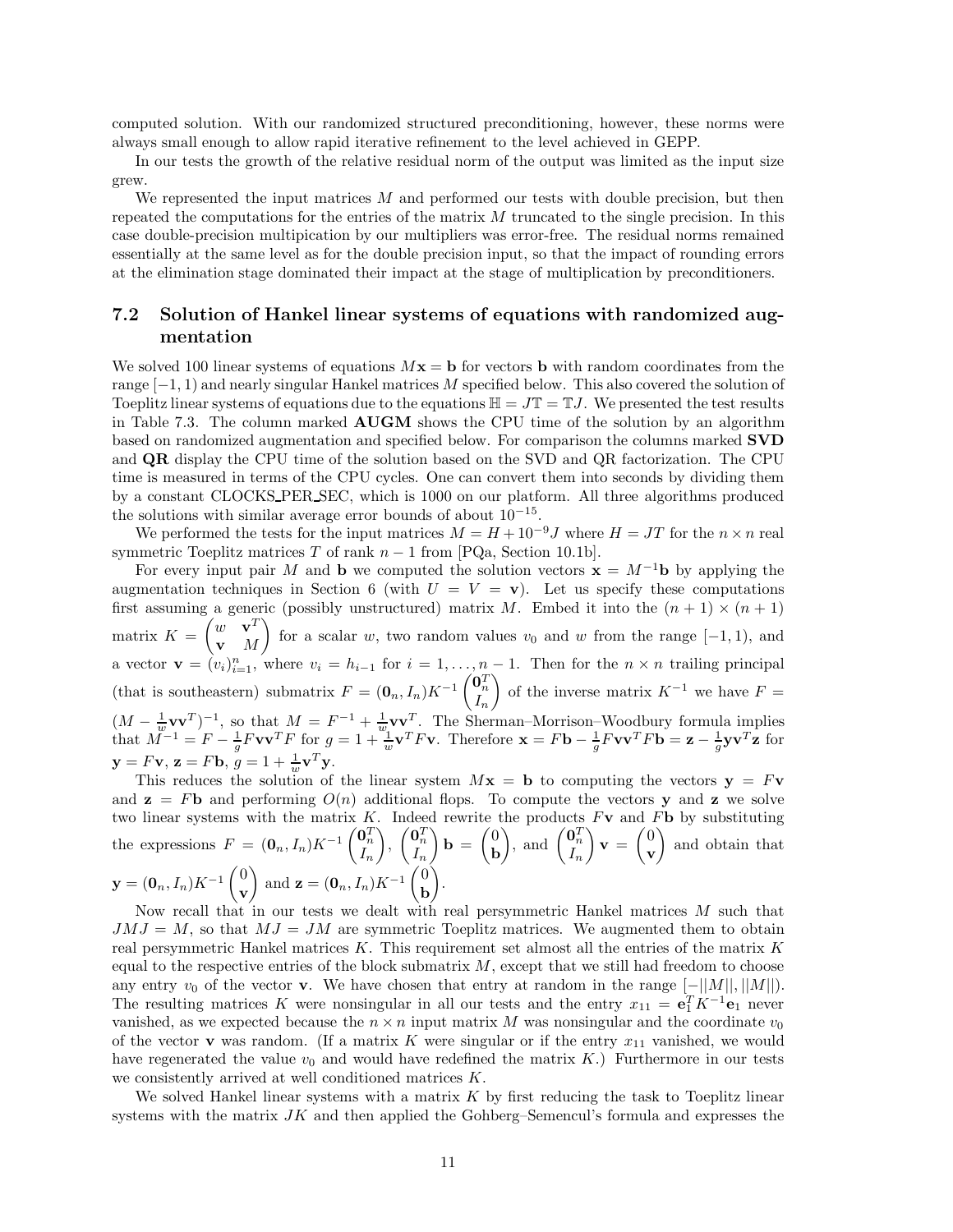computed solution. With our randomized structured preconditioning, however, these norms were always small enough to allow rapid iterative refinement to the level achieved in GEPP.

In our tests the growth of the relative residual norm of the output was limited as the input size grew.

We represented the input matrices $M$ and performed our tests with double precision, but then repeated the computations for the entries of the matrix $M$ truncated to the single precision. In this case double-precision multipication by our multipliers was error-free. The residual norms remained essentially at the same level as for the double precision input, so that the impact of rounding errors at the elimination stage dominated their impact at the stage of multiplication by preconditioners.

### 7.2 Solution of Hankel linear systems of equations with randomized augmentation

We solved 100 linear systems of equations $M\mathbf{x} = \mathbf{b}$ for vectors $\mathbf{b}$ with random coordinates from the range $[-1, 1)$ and nearly singular Hankel matrices $M$ specified below. This also covered the solution of Toeplitz linear systems of equations due to the equations $\mathbb{H} = J\mathbb{T} = \mathbb{T}J$. We presented the test results in Table 7.3. The column marked **AUGM** shows the CPU time of the solution by an algorithm based on randomized augmentation and specified below. For comparison the columns marked **SVD** and **QR** display the CPU time of the solution based on the SVD and QR factorization. The CPU time is measured in terms of the CPU cycles. One can convert them into seconds by dividing them by a constant CLOCKS_PER_SEC, which is 1000 on our platform. All three algorithms produced the solutions with similar average error bounds of about $10^{-15}$.

We performed the tests for the input matrices $M = H + 10^{-9}J$ where $H = JT$ for the $n \times n$ real symmetric Toeplitz matrices $T$ of rank $n-1$ from [PQa, Section 10.1b].

For every input pair $M$ and $\mathbf{b}$ we computed the solution vectors $\mathbf{x} = M^{-1}\mathbf{b}$ by applying the augmentation techniques in Section 6 (with $U = V = \mathbf{v}$). Let us specify these computations first assuming a generic (possibly unstructured) matrix $M$. Embed it into the $(n+1) \times (n+1)$ matrix $K = \begin{pmatrix} w & \mathbf{v}^T \\ \mathbf{v} & M \end{pmatrix}$ for a scalar $w$, two random values $v_0$ and $w$ from the range $[-1, 1)$, and a vector $\mathbf{v} = (v_i)_{i=1}^n$, where $v_i = h_{i-1}$ for $i = 1, \ldots, n-1$. Then for the $n \times n$ trailing principal (that is southeastern) submatrix $F = (\mathbf{0}_n, I_n)K^{-1}\begin{pmatrix} \mathbf{0}_n^T \\ I_n \end{pmatrix}$ of the inverse matrix $K^{-1}$ we have $F = (M - \frac{1}{w}\mathbf{v}\mathbf{v}^T)^{-1}$, so that $M = F^{-1} + \frac{1}{w}\mathbf{v}\mathbf{v}^T$. The Sherman–Morrison–Woodbury formula implies that $M^{-1} = F - \frac{1}{g}F\mathbf{v}\mathbf{v}^T F$ for $g = 1 + \frac{1}{w}\mathbf{v}^T F\mathbf{v}$. Therefore $\mathbf{x} = F\mathbf{b} - \frac{1}{g}F\mathbf{v}\mathbf{v}^T F\mathbf{b} = \mathbf{z} - \frac{1}{g}\mathbf{y}\mathbf{v}^T\mathbf{z}$ for $\mathbf{y} = F\mathbf{v}$, $\mathbf{z} = F\mathbf{b}$, $g = 1 + \frac{1}{w}\mathbf{v}^T\mathbf{y}$.

This reduces the solution of the linear system $M\mathbf{x} = \mathbf{b}$ to computing the vectors $\mathbf{y} = F\mathbf{v}$ and $\mathbf{z} = F\mathbf{b}$ and performing $O(n)$ additional flops. To compute the vectors $\mathbf{y}$ and $\mathbf{z}$ we solve two linear systems with the matrix $K$. Indeed rewrite the products $F\mathbf{v}$ and $F\mathbf{b}$ by substituting the expressions $F = (\mathbf{0}_n, I_n)K^{-1}\begin{pmatrix} \mathbf{0}_n^T \\ I_n \end{pmatrix}$, $\begin{pmatrix} \mathbf{0}_n^T \\ I_n \end{pmatrix}\mathbf{b} = \begin{pmatrix} 0 \\ \mathbf{b} \end{pmatrix}$, and $\begin{pmatrix} \mathbf{0}_n^T \\ I_n \end{pmatrix}\mathbf{v} = \begin{pmatrix} 0 \\ \mathbf{v} \end{pmatrix}$ and obtain that $\mathbf{y} = (\mathbf{0}_n, I_n)K^{-1}\begin{pmatrix} 0 \\ \mathbf{v} \end{pmatrix}$ and $\mathbf{z} = (\mathbf{0}_n, I_n)K^{-1}\begin{pmatrix} 0 \\ \mathbf{b} \end{pmatrix}$.

Now recall that in our tests we dealt with real persymmetric Hankel matrices $M$ such that $JMJ = M$, so that $MJ = JM$ are symmetric Toeplitz matrices. We augmented them to obtain real persymmetric Hankel matrices $K$. This requirement set almost all the entries of the matrix $K$ equal to the respective entries of the block submatrix $M$, except that we still had freedom to choose any entry $v_0$ of the vector $\mathbf{v}$. We have chosen that entry at random in the range $[-||M||, ||M||)$. The resulting matrices $K$ were nonsingular in all our tests and the entry $x_{11} = \mathbf{e}_1^T K^{-1}\mathbf{e}_1$ never vanished, as we expected because the $n \times n$ input matrix $M$ was nonsingular and the coordinate $v_0$ of the vector $\mathbf{v}$ was random. (If a matrix $K$ were singular or if the entry $x_{11}$ vanished, we would have regenerated the value $v_0$ and would have redefined the matrix $K$.) Furthermore in our tests we consistently arrived at well conditioned matrices $K$.

We solved Hankel linear systems with a matrix $K$ by first reducing the task to Toeplitz linear systems with the matrix $JK$ and then applied the Gohberg–Semencul's formula and expresses the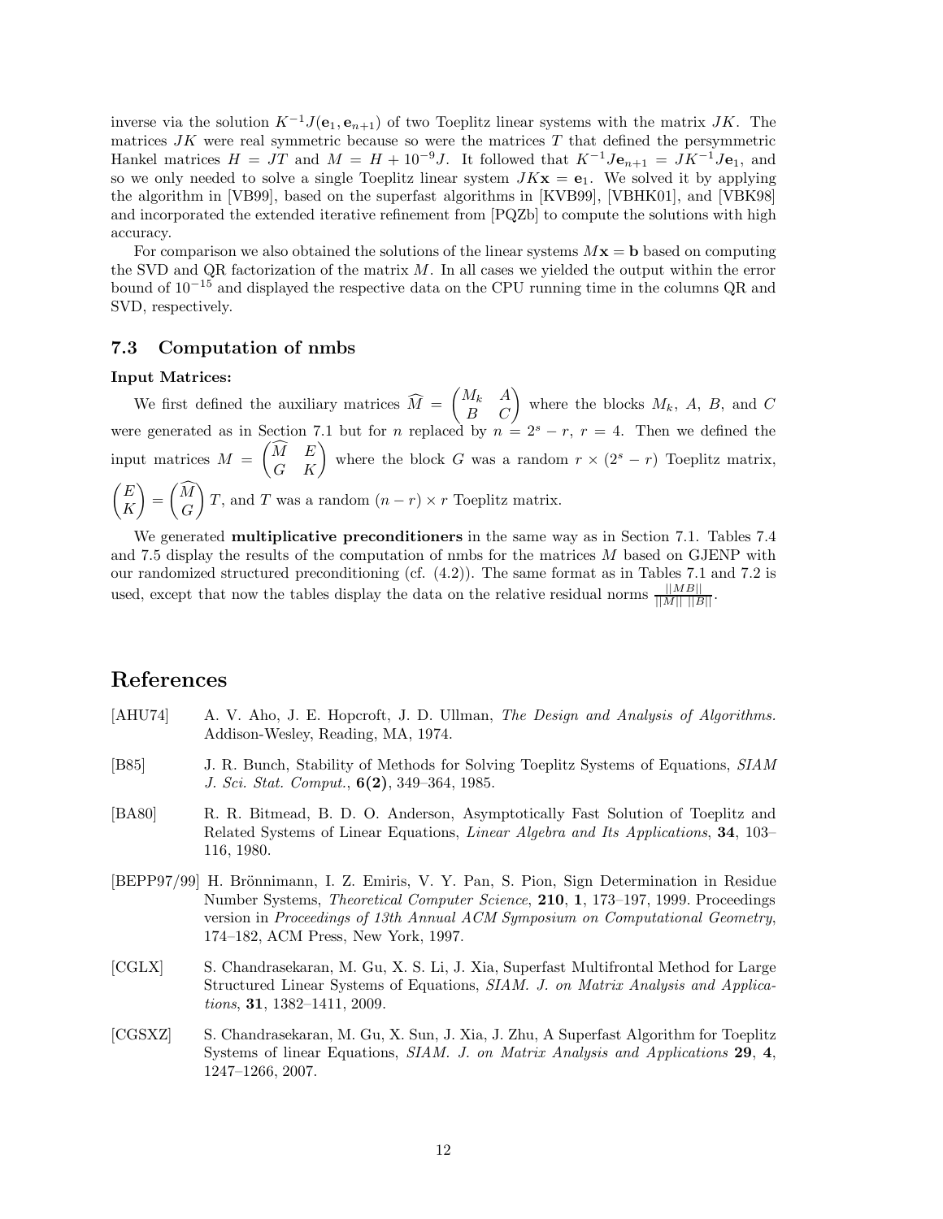inverse via the solution $K^{-1}J(\mathbf{e}_1, \mathbf{e}_{n+1})$ of two Toeplitz linear systems with the matrix $JK$. The matrices $JK$ were real symmetric because so were the matrices $T$ that defined the persymmetric Hankel matrices $H = JT$ and $M = H + 10^{-9}J$. It followed that $K^{-1}J\mathbf{e}_{n+1} = JK^{-1}J\mathbf{e}_1$, and so we only needed to solve a single Toeplitz linear system $JK\mathbf{x} = \mathbf{e}_1$. We solved it by applying the algorithm in [VB99], based on the superfast algorithms in [KVB99], [VBHK01], and [VBK98] and incorporated the extended iterative refinement from [PQZb] to compute the solutions with high accuracy.

For comparison we also obtained the solutions of the linear systems $M\mathbf{x} = \mathbf{b}$ based on computing the SVD and QR factorization of the matrix $M$. In all cases we yielded the output within the error bound of $10^{-15}$ and displayed the respective data on the CPU running time in the columns QR and SVD, respectively.

### 7.3 Computation of nmbs

**Input Matrices:**

We first defined the auxiliary matrices $\widehat{M} = \begin{pmatrix} M_k & A \\ B & C \end{pmatrix}$ where the blocks $M_k$, $A$, $B$, and $C$ were generated as in Section 7.1 but for $n$ replaced by $n = 2^s - r$, $r = 4$. Then we defined the input matrices $M = \begin{pmatrix} \widehat{M} & E \\ G & K \end{pmatrix}$ where the block $G$ was a random $r \times (2^s - r)$ Toeplitz matrix, $\begin{pmatrix} E \\ K \end{pmatrix} = \begin{pmatrix} \widehat{M} \\ G \end{pmatrix} T$, and $T$ was a random $(n - r) \times r$ Toeplitz matrix.

We generated **multiplicative preconditioners** in the same way as in Section 7.1. Tables 7.4 and 7.5 display the results of the computation of nmbs for the matrices $M$ based on GJENP with our randomized structured preconditioning (cf. (4.2)). The same format as in Tables 7.1 and 7.2 is used, except that now the tables display the data on the relative residual norms $\frac{||MB||}{||M|| \; ||B||}$.

## References

[AHU74] A. V. Aho, J. E. Hopcroft, J. D. Ullman, *The Design and Analysis of Algorithms.* Addison-Wesley, Reading, MA, 1974.

[B85] J. R. Bunch, Stability of Methods for Solving Toeplitz Systems of Equations, *SIAM J. Sci. Stat. Comput.*, **6(2)**, 349–364, 1985.

[BA80] R. R. Bitmead, B. D. O. Anderson, Asymptotically Fast Solution of Toeplitz and Related Systems of Linear Equations, *Linear Algebra and Its Applications*, **34**, 103–116, 1980.

[BEPP97/99] H. Brönnimann, I. Z. Emiris, V. Y. Pan, S. Pion, Sign Determination in Residue Number Systems, *Theoretical Computer Science*, **210**, **1**, 173–197, 1999. Proceedings version in *Proceedings of 13th Annual ACM Symposium on Computational Geometry*, 174–182, ACM Press, New York, 1997.

[CGLX] S. Chandrasekaran, M. Gu, X. S. Li, J. Xia, Superfast Multifrontal Method for Large Structured Linear Systems of Equations, *SIAM. J. on Matrix Analysis and Applications*, **31**, 1382–1411, 2009.

[CGSXZ] S. Chandrasekaran, M. Gu, X. Sun, J. Xia, J. Zhu, A Superfast Algorithm for Toeplitz Systems of linear Equations, *SIAM. J. on Matrix Analysis and Applications* **29**, **4**, 1247–1266, 2007.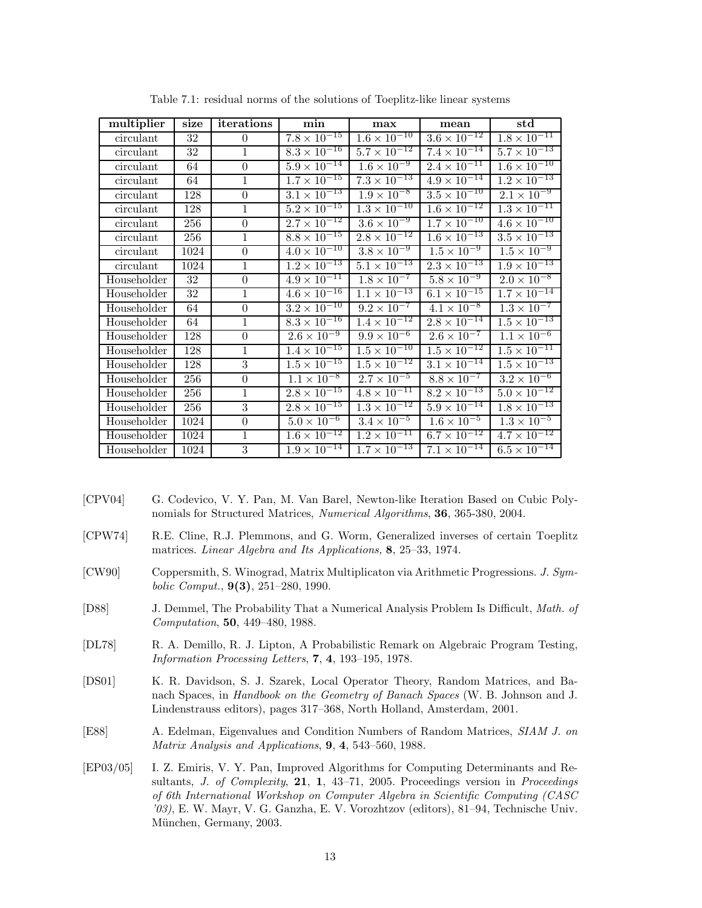Table 7.1: residual norms of the solutions of Toeplitz-like linear systems

| multiplier | size | iterations | min | max | mean | std |
|---|---|---|---|---|---|---|
| circulant | 32 | 0 | $7.8 \times 10^{-15}$ | $1.6 \times 10^{-10}$ | $3.6 \times 10^{-12}$ | $1.8 \times 10^{-11}$ |
| circulant | 32 | 1 | $8.3 \times 10^{-16}$ | $5.7 \times 10^{-12}$ | $7.4 \times 10^{-14}$ | $5.7 \times 10^{-13}$ |
| circulant | 64 | 0 | $5.9 \times 10^{-14}$ | $1.6 \times 10^{-9}$ | $2.4 \times 10^{-11}$ | $1.6 \times 10^{-10}$ |
| circulant | 64 | 1 | $1.7 \times 10^{-15}$ | $7.3 \times 10^{-13}$ | $4.9 \times 10^{-14}$ | $1.2 \times 10^{-13}$ |
| circulant | 128 | 0 | $3.1 \times 10^{-13}$ | $1.9 \times 10^{-8}$ | $3.5 \times 10^{-10}$ | $2.1 \times 10^{-9}$ |
| circulant | 128 | 1 | $5.2 \times 10^{-15}$ | $1.3 \times 10^{-10}$ | $1.6 \times 10^{-12}$ | $1.3 \times 10^{-11}$ |
| circulant | 256 | 0 | $2.7 \times 10^{-12}$ | $3.6 \times 10^{-9}$ | $1.7 \times 10^{-10}$ | $4.6 \times 10^{-10}$ |
| circulant | 256 | 1 | $8.8 \times 10^{-15}$ | $2.8 \times 10^{-12}$ | $1.6 \times 10^{-13}$ | $3.5 \times 10^{-13}$ |
| circulant | 1024 | 0 | $4.0 \times 10^{-10}$ | $3.8 \times 10^{-9}$ | $1.5 \times 10^{-9}$ | $1.5 \times 10^{-9}$ |
| circulant | 1024 | 1 | $1.2 \times 10^{-13}$ | $5.1 \times 10^{-13}$ | $2.3 \times 10^{-13}$ | $1.9 \times 10^{-13}$ |
| Householder | 32 | 0 | $4.9 \times 10^{-11}$ | $1.8 \times 10^{-7}$ | $5.8 \times 10^{-9}$ | $2.0 \times 10^{-8}$ |
| Householder | 32 | 1 | $4.6 \times 10^{-16}$ | $1.1 \times 10^{-13}$ | $6.1 \times 10^{-15}$ | $1.7 \times 10^{-14}$ |
| Householder | 64 | 0 | $3.2 \times 10^{-10}$ | $9.2 \times 10^{-7}$ | $4.1 \times 10^{-8}$ | $1.3 \times 10^{-7}$ |
| Householder | 64 | 1 | $8.3 \times 10^{-16}$ | $1.4 \times 10^{-12}$ | $2.8 \times 10^{-14}$ | $1.5 \times 10^{-13}$ |
| Householder | 128 | 0 | $2.6 \times 10^{-9}$ | $9.9 \times 10^{-6}$ | $2.6 \times 10^{-7}$ | $1.1 \times 10^{-6}$ |
| Householder | 128 | 1 | $1.4 \times 10^{-15}$ | $1.5 \times 10^{-10}$ | $1.5 \times 10^{-12}$ | $1.5 \times 10^{-11}$ |
| Householder | 128 | 3 | $1.5 \times 10^{-15}$ | $1.5 \times 10^{-12}$ | $3.1 \times 10^{-14}$ | $1.5 \times 10^{-13}$ |
| Householder | 256 | 0 | $1.1 \times 10^{-8}$ | $2.7 \times 10^{-5}$ | $8.8 \times 10^{-7}$ | $3.2 \times 10^{-6}$ |
| Householder | 256 | 1 | $2.8 \times 10^{-15}$ | $4.8 \times 10^{-11}$ | $8.2 \times 10^{-13}$ | $5.0 \times 10^{-12}$ |
| Householder | 256 | 3 | $2.8 \times 10^{-15}$ | $1.3 \times 10^{-12}$ | $5.9 \times 10^{-14}$ | $1.8 \times 10^{-13}$ |
| Householder | 1024 | 0 | $5.0 \times 10^{-6}$ | $3.4 \times 10^{-5}$ | $1.6 \times 10^{-5}$ | $1.3 \times 10^{-5}$ |
| Householder | 1024 | 1 | $1.6 \times 10^{-12}$ | $1.2 \times 10^{-11}$ | $6.7 \times 10^{-12}$ | $4.7 \times 10^{-12}$ |
| Householder | 1024 | 3 | $1.9 \times 10^{-14}$ | $1.7 \times 10^{-13}$ | $7.1 \times 10^{-14}$ | $6.5 \times 10^{-14}$ |

[CPV04] G. Codevico, V. Y. Pan, M. Van Barel, Newton-like Iteration Based on Cubic Polynomials for Structured Matrices, *Numerical Algorithms*, **36**, 365-380, 2004.

[CPW74] R.E. Cline, R.J. Plemmons, and G. Worm, Generalized inverses of certain Toeplitz matrices. *Linear Algebra and Its Applications,* **8**, 25–33, 1974.

[CW90] Coppersmith, S. Winograd, Matrix Multiplicaton via Arithmetic Progressions. *J. Symbolic Comput.*, **9(3)**, 251–280, 1990.

[D88] J. Demmel, The Probability That a Numerical Analysis Problem Is Difficult, *Math. of Computation*, **50**, 449–480, 1988.

[DL78] R. A. Demillo, R. J. Lipton, A Probabilistic Remark on Algebraic Program Testing, *Information Processing Letters*, **7**, **4**, 193–195, 1978.

[DS01] K. R. Davidson, S. J. Szarek, Local Operator Theory, Random Matrices, and Banach Spaces, in *Handbook on the Geometry of Banach Spaces* (W. B. Johnson and J. Lindenstrauss editors), pages 317–368, North Holland, Amsterdam, 2001.

[E88] A. Edelman, Eigenvalues and Condition Numbers of Random Matrices, *SIAM J. on Matrix Analysis and Applications*, **9**, **4**, 543–560, 1988.

[EP03/05] I. Z. Emiris, V. Y. Pan, Improved Algorithms for Computing Determinants and Resultants, *J. of Complexity*, **21**, **1**, 43–71, 2005. Proceedings version in *Proceedings of 6th International Workshop on Computer Algebra in Scientific Computing (CASC '03)*, E. W. Mayr, V. G. Ganzha, E. V. Vorozhtzov (editors), 81–94, Technische Univ. München, Germany, 2003.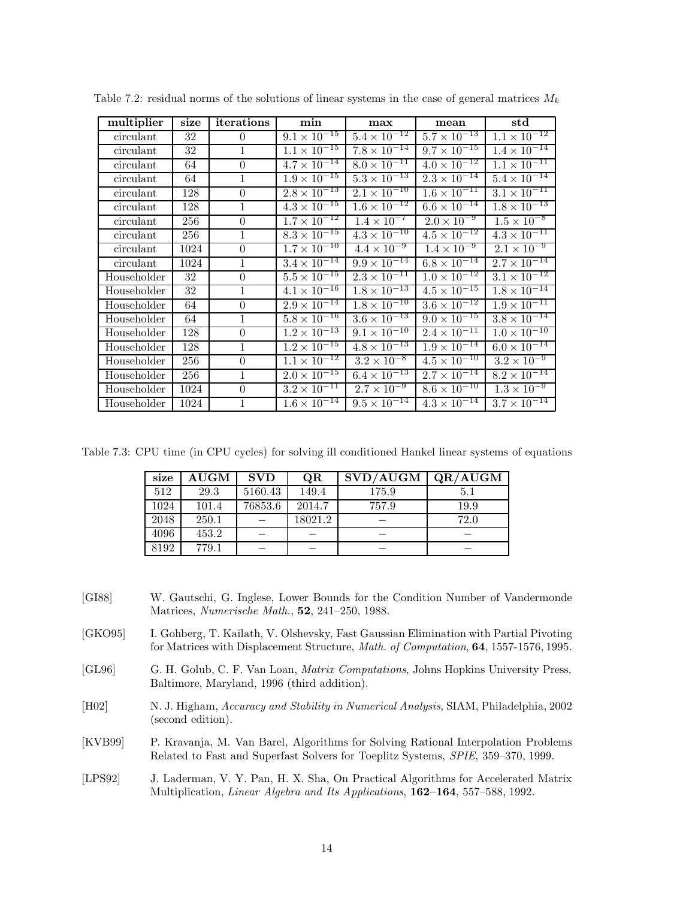Table 7.2: residual norms of the solutions of linear systems in the case of general matrices $M_k$

| **multiplier** | **size** | **iterations** | **min** | **max** | **mean** | **std** |
|---|---|---|---|---|---|---|
| circulant | 32 | 0 | $9.1 \times 10^{-15}$ | $5.4 \times 10^{-12}$ | $5.7 \times 10^{-13}$ | $1.1 \times 10^{-12}$ |
| circulant | 32 | 1 | $1.1 \times 10^{-15}$ | $7.8 \times 10^{-14}$ | $9.7 \times 10^{-15}$ | $1.4 \times 10^{-14}$ |
| circulant | 64 | 0 | $4.7 \times 10^{-14}$ | $8.0 \times 10^{-11}$ | $4.0 \times 10^{-12}$ | $1.1 \times 10^{-11}$ |
| circulant | 64 | 1 | $1.9 \times 10^{-15}$ | $5.3 \times 10^{-13}$ | $2.3 \times 10^{-14}$ | $5.4 \times 10^{-14}$ |
| circulant | 128 | 0 | $2.8 \times 10^{-13}$ | $2.1 \times 10^{-10}$ | $1.6 \times 10^{-11}$ | $3.1 \times 10^{-11}$ |
| circulant | 128 | 1 | $4.3 \times 10^{-15}$ | $1.6 \times 10^{-12}$ | $6.6 \times 10^{-14}$ | $1.8 \times 10^{-13}$ |
| circulant | 256 | 0 | $1.7 \times 10^{-12}$ | $1.4 \times 10^{-7}$ | $2.0 \times 10^{-9}$ | $1.5 \times 10^{-8}$ |
| circulant | 256 | 1 | $8.3 \times 10^{-15}$ | $4.3 \times 10^{-10}$ | $4.5 \times 10^{-12}$ | $4.3 \times 10^{-11}$ |
| circulant | 1024 | 0 | $1.7 \times 10^{-10}$ | $4.4 \times 10^{-9}$ | $1.4 \times 10^{-9}$ | $2.1 \times 10^{-9}$ |
| circulant | 1024 | 1 | $3.4 \times 10^{-14}$ | $9.9 \times 10^{-14}$ | $6.8 \times 10^{-14}$ | $2.7 \times 10^{-14}$ |
| Householder | 32 | 0 | $5.5 \times 10^{-15}$ | $2.3 \times 10^{-11}$ | $1.0 \times 10^{-12}$ | $3.1 \times 10^{-12}$ |
| Householder | 32 | 1 | $4.1 \times 10^{-16}$ | $1.8 \times 10^{-13}$ | $4.5 \times 10^{-15}$ | $1.8 \times 10^{-14}$ |
| Householder | 64 | 0 | $2.9 \times 10^{-14}$ | $1.8 \times 10^{-10}$ | $3.6 \times 10^{-12}$ | $1.9 \times 10^{-11}$ |
| Householder | 64 | 1 | $5.8 \times 10^{-16}$ | $3.6 \times 10^{-13}$ | $9.0 \times 10^{-15}$ | $3.8 \times 10^{-14}$ |
| Householder | 128 | 0 | $1.2 \times 10^{-13}$ | $9.1 \times 10^{-10}$ | $2.4 \times 10^{-11}$ | $1.0 \times 10^{-10}$ |
| Householder | 128 | 1 | $1.2 \times 10^{-15}$ | $4.8 \times 10^{-13}$ | $1.9 \times 10^{-14}$ | $6.0 \times 10^{-14}$ |
| Householder | 256 | 0 | $1.1 \times 10^{-12}$ | $3.2 \times 10^{-8}$ | $4.5 \times 10^{-10}$ | $3.2 \times 10^{-9}$ |
| Householder | 256 | 1 | $2.0 \times 10^{-15}$ | $6.4 \times 10^{-13}$ | $2.7 \times 10^{-14}$ | $8.2 \times 10^{-14}$ |
| Householder | 1024 | 0 | $3.2 \times 10^{-11}$ | $2.7 \times 10^{-9}$ | $8.6 \times 10^{-10}$ | $1.3 \times 10^{-9}$ |
| Householder | 1024 | 1 | $1.6 \times 10^{-14}$ | $9.5 \times 10^{-14}$ | $4.3 \times 10^{-14}$ | $3.7 \times 10^{-14}$ |

Table 7.3: CPU time (in CPU cycles) for solving ill conditioned Hankel linear systems of equations

| **size** | **AUGM** | **SVD** | **QR** | **SVD/AUGM** | **QR/AUGM** |
|---|---|---|---|---|---|
| 512 | 29.3 | 5160.43 | 149.4 | 175.9 | 5.1 |
| 1024 | 101.4 | 76853.6 | 2014.7 | 757.9 | 19.9 |
| 2048 | 250.1 | − | 18021.2 | − | 72.0 |
| 4096 | 453.2 | − | − | − | − |
| 8192 | 779.1 | − | − | − | − |

[GI88] W. Gautschi, G. Inglese, Lower Bounds for the Condition Number of Vandermonde Matrices, *Numerische Math.*, **52**, 241–250, 1988.

[GKO95] I. Gohberg, T. Kailath, V. Olshevsky, Fast Gaussian Elimination with Partial Pivoting for Matrices with Displacement Structure, *Math. of Computation*, **64**, 1557-1576, 1995.

[GL96] G. H. Golub, C. F. Van Loan, *Matrix Computations*, Johns Hopkins University Press, Baltimore, Maryland, 1996 (third addition).

[H02] N. J. Higham, *Accuracy and Stability in Numerical Analysis*, SIAM, Philadelphia, 2002 (second edition).

[KVB99] P. Kravanja, M. Van Barel, Algorithms for Solving Rational Interpolation Problems Related to Fast and Superfast Solvers for Toeplitz Systems, *SPIE*, 359–370, 1999.

[LPS92] J. Laderman, V. Y. Pan, H. X. Sha, On Practical Algorithms for Accelerated Matrix Multiplication, *Linear Algebra and Its Applications*, **162–164**, 557–588, 1992.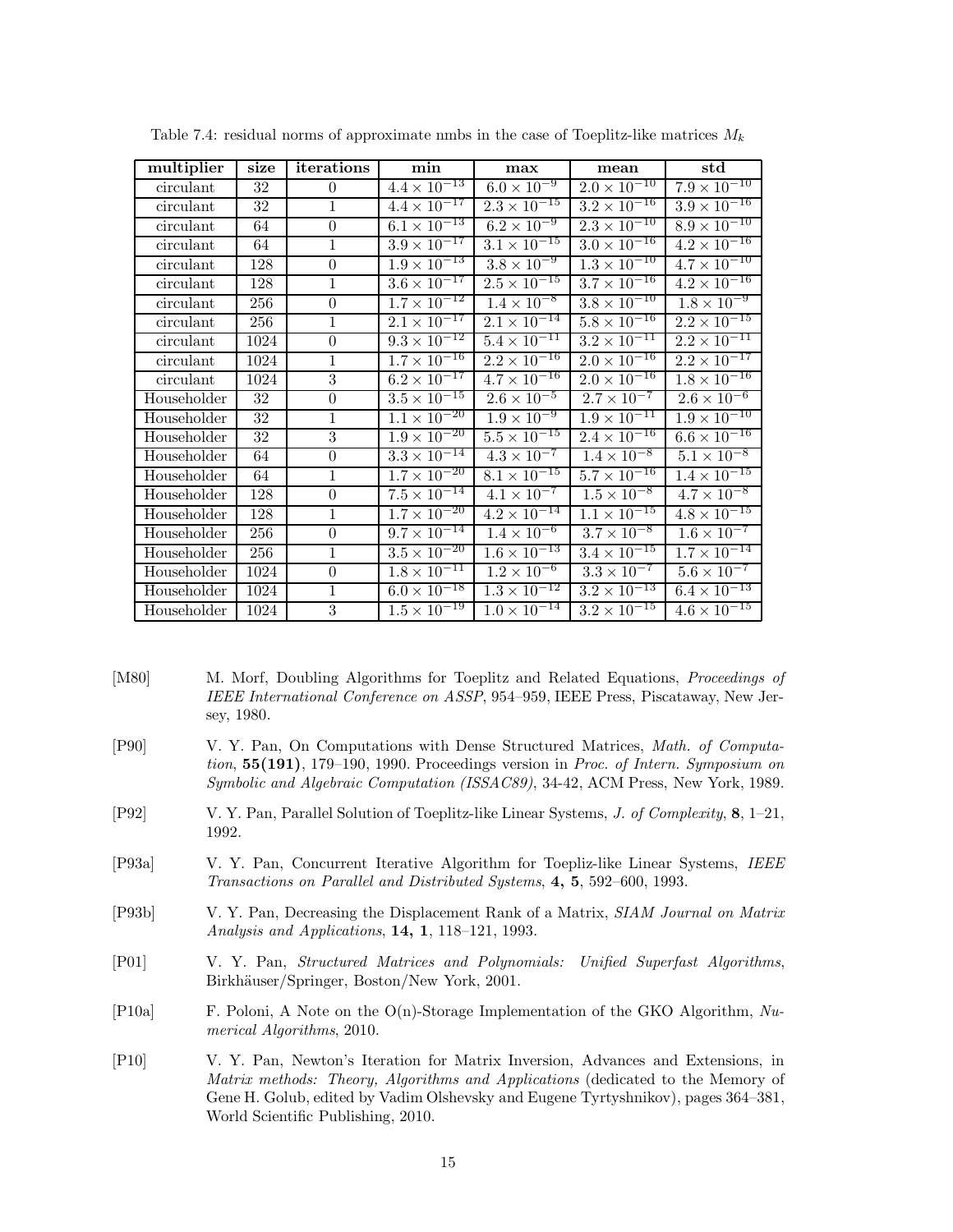Table 7.4: residual norms of approximate nmbs in the case of Toeplitz-like matrices $M_k$

| multiplier | size | iterations | min | max | mean | std |
|---|---|---|---|---|---|---|
| circulant | 32 | 0 | $4.4 \times 10^{-13}$ | $6.0 \times 10^{-9}$ | $2.0 \times 10^{-10}$ | $7.9 \times 10^{-10}$ |
| circulant | 32 | 1 | $4.4 \times 10^{-17}$ | $2.3 \times 10^{-15}$ | $3.2 \times 10^{-16}$ | $3.9 \times 10^{-16}$ |
| circulant | 64 | 0 | $6.1 \times 10^{-13}$ | $6.2 \times 10^{-9}$ | $2.3 \times 10^{-10}$ | $8.9 \times 10^{-10}$ |
| circulant | 64 | 1 | $3.9 \times 10^{-17}$ | $3.1 \times 10^{-15}$ | $3.0 \times 10^{-16}$ | $4.2 \times 10^{-16}$ |
| circulant | 128 | 0 | $1.9 \times 10^{-13}$ | $3.8 \times 10^{-9}$ | $1.3 \times 10^{-10}$ | $4.7 \times 10^{-10}$ |
| circulant | 128 | 1 | $3.6 \times 10^{-17}$ | $2.5 \times 10^{-15}$ | $3.7 \times 10^{-16}$ | $4.2 \times 10^{-16}$ |
| circulant | 256 | 0 | $1.7 \times 10^{-12}$ | $1.4 \times 10^{-8}$ | $3.8 \times 10^{-10}$ | $1.8 \times 10^{-9}$ |
| circulant | 256 | 1 | $2.1 \times 10^{-17}$ | $2.1 \times 10^{-14}$ | $5.8 \times 10^{-16}$ | $2.2 \times 10^{-15}$ |
| circulant | 1024 | 0 | $9.3 \times 10^{-12}$ | $5.4 \times 10^{-11}$ | $3.2 \times 10^{-11}$ | $2.2 \times 10^{-11}$ |
| circulant | 1024 | 1 | $1.7 \times 10^{-16}$ | $2.2 \times 10^{-16}$ | $2.0 \times 10^{-16}$ | $2.2 \times 10^{-17}$ |
| circulant | 1024 | 3 | $6.2 \times 10^{-17}$ | $4.7 \times 10^{-16}$ | $2.0 \times 10^{-16}$ | $1.8 \times 10^{-16}$ |
| Householder | 32 | 0 | $3.5 \times 10^{-15}$ | $2.6 \times 10^{-5}$ | $2.7 \times 10^{-7}$ | $2.6 \times 10^{-6}$ |
| Householder | 32 | 1 | $1.1 \times 10^{-20}$ | $1.9 \times 10^{-9}$ | $1.9 \times 10^{-11}$ | $1.9 \times 10^{-10}$ |
| Householder | 32 | 3 | $1.9 \times 10^{-20}$ | $5.5 \times 10^{-15}$ | $2.4 \times 10^{-16}$ | $6.6 \times 10^{-16}$ |
| Householder | 64 | 0 | $3.3 \times 10^{-14}$ | $4.3 \times 10^{-7}$ | $1.4 \times 10^{-8}$ | $5.1 \times 10^{-8}$ |
| Householder | 64 | 1 | $1.7 \times 10^{-20}$ | $8.1 \times 10^{-15}$ | $5.7 \times 10^{-16}$ | $1.4 \times 10^{-15}$ |
| Householder | 128 | 0 | $7.5 \times 10^{-14}$ | $4.1 \times 10^{-7}$ | $1.5 \times 10^{-8}$ | $4.7 \times 10^{-8}$ |
| Householder | 128 | 1 | $1.7 \times 10^{-20}$ | $4.2 \times 10^{-14}$ | $1.1 \times 10^{-15}$ | $4.8 \times 10^{-15}$ |
| Householder | 256 | 0 | $9.7 \times 10^{-14}$ | $1.4 \times 10^{-6}$ | $3.7 \times 10^{-8}$ | $1.6 \times 10^{-7}$ |
| Householder | 256 | 1 | $3.5 \times 10^{-20}$ | $1.6 \times 10^{-13}$ | $3.4 \times 10^{-15}$ | $1.7 \times 10^{-14}$ |
| Householder | 1024 | 0 | $1.8 \times 10^{-11}$ | $1.2 \times 10^{-6}$ | $3.3 \times 10^{-7}$ | $5.6 \times 10^{-7}$ |
| Householder | 1024 | 1 | $6.0 \times 10^{-18}$ | $1.3 \times 10^{-12}$ | $3.2 \times 10^{-13}$ | $6.4 \times 10^{-13}$ |
| Householder | 1024 | 3 | $1.5 \times 10^{-19}$ | $1.0 \times 10^{-14}$ | $3.2 \times 10^{-15}$ | $4.6 \times 10^{-15}$ |

[M80] M. Morf, Doubling Algorithms for Toeplitz and Related Equations, *Proceedings of IEEE International Conference on ASSP*, 954–959, IEEE Press, Piscataway, New Jersey, 1980.

[P90] V. Y. Pan, On Computations with Dense Structured Matrices, *Math. of Computation*, **55(191)**, 179–190, 1990. Proceedings version in *Proc. of Intern. Symposium on Symbolic and Algebraic Computation (ISSAC89)*, 34-42, ACM Press, New York, 1989.

[P92] V. Y. Pan, Parallel Solution of Toeplitz-like Linear Systems, *J. of Complexity*, **8**, 1–21, 1992.

[P93a] V. Y. Pan, Concurrent Iterative Algorithm for Toepliz-like Linear Systems, *IEEE Transactions on Parallel and Distributed Systems*, **4, 5**, 592–600, 1993.

[P93b] V. Y. Pan, Decreasing the Displacement Rank of a Matrix, *SIAM Journal on Matrix Analysis and Applications*, **14, 1**, 118–121, 1993.

[P01] V. Y. Pan, *Structured Matrices and Polynomials: Unified Superfast Algorithms*, Birkhäuser/Springer, Boston/New York, 2001.

[P10a] F. Poloni, A Note on the O(n)-Storage Implementation of the GKO Algorithm, *Numerical Algorithms*, 2010.

[P10] V. Y. Pan, Newton's Iteration for Matrix Inversion, Advances and Extensions, in *Matrix methods: Theory, Algorithms and Applications* (dedicated to the Memory of Gene H. Golub, edited by Vadim Olshevsky and Eugene Tyrtyshnikov), pages 364–381, World Scientific Publishing, 2010.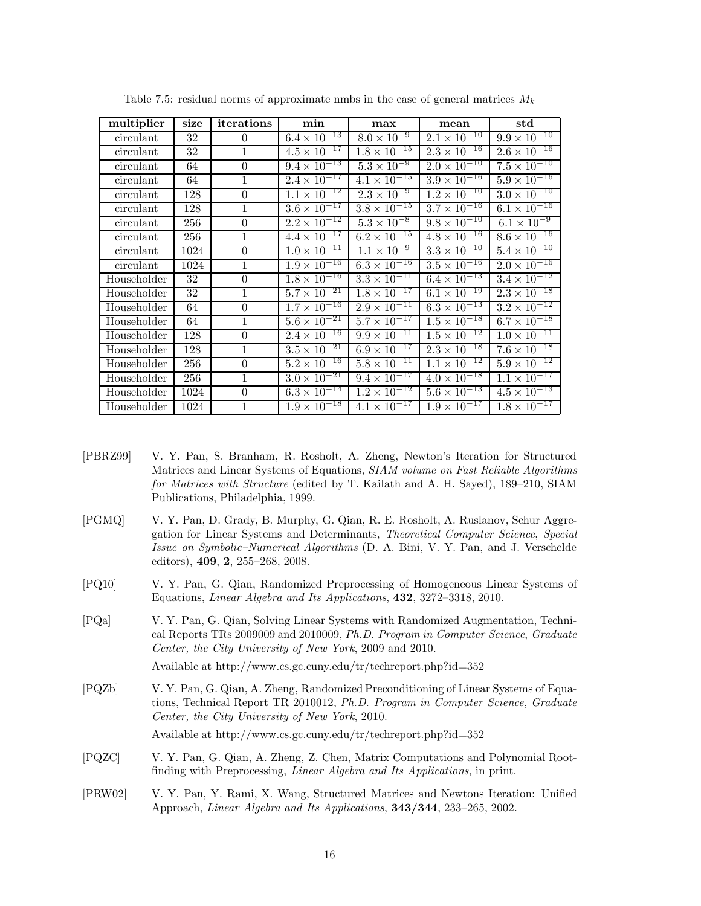Table 7.5: residual norms of approximate nmbs in the case of general matrices $M_k$

| **multiplier** | **size** | **iterations** | **min** | **max** | **mean** | **std** |
|---|---|---|---|---|---|---|
| circulant | 32 | 0 | $6.4 \times 10^{-13}$ | $8.0 \times 10^{-9}$ | $2.1 \times 10^{-10}$ | $9.9 \times 10^{-10}$ |
| circulant | 32 | 1 | $4.5 \times 10^{-17}$ | $1.8 \times 10^{-15}$ | $2.3 \times 10^{-16}$ | $2.6 \times 10^{-16}$ |
| circulant | 64 | 0 | $9.4 \times 10^{-13}$ | $5.3 \times 10^{-9}$ | $2.0 \times 10^{-10}$ | $7.5 \times 10^{-10}$ |
| circulant | 64 | 1 | $2.4 \times 10^{-17}$ | $4.1 \times 10^{-15}$ | $3.9 \times 10^{-16}$ | $5.9 \times 10^{-16}$ |
| circulant | 128 | 0 | $1.1 \times 10^{-12}$ | $2.3 \times 10^{-9}$ | $1.2 \times 10^{-10}$ | $3.0 \times 10^{-10}$ |
| circulant | 128 | 1 | $3.6 \times 10^{-17}$ | $3.8 \times 10^{-15}$ | $3.7 \times 10^{-16}$ | $6.1 \times 10^{-16}$ |
| circulant | 256 | 0 | $2.2 \times 10^{-12}$ | $5.3 \times 10^{-8}$ | $9.8 \times 10^{-10}$ | $6.1 \times 10^{-9}$ |
| circulant | 256 | 1 | $4.4 \times 10^{-17}$ | $6.2 \times 10^{-15}$ | $4.8 \times 10^{-16}$ | $8.6 \times 10^{-16}$ |
| circulant | 1024 | 0 | $1.0 \times 10^{-11}$ | $1.1 \times 10^{-9}$ | $3.3 \times 10^{-10}$ | $5.4 \times 10^{-10}$ |
| circulant | 1024 | 1 | $1.9 \times 10^{-16}$ | $6.3 \times 10^{-16}$ | $3.5 \times 10^{-16}$ | $2.0 \times 10^{-16}$ |
| Householder | 32 | 0 | $1.8 \times 10^{-16}$ | $3.3 \times 10^{-11}$ | $6.4 \times 10^{-13}$ | $3.4 \times 10^{-12}$ |
| Householder | 32 | 1 | $5.7 \times 10^{-21}$ | $1.8 \times 10^{-17}$ | $6.1 \times 10^{-19}$ | $2.3 \times 10^{-18}$ |
| Householder | 64 | 0 | $1.7 \times 10^{-16}$ | $2.9 \times 10^{-11}$ | $6.3 \times 10^{-13}$ | $3.2 \times 10^{-12}$ |
| Householder | 64 | 1 | $5.6 \times 10^{-21}$ | $5.7 \times 10^{-17}$ | $1.5 \times 10^{-18}$ | $6.7 \times 10^{-18}$ |
| Householder | 128 | 0 | $2.4 \times 10^{-16}$ | $9.9 \times 10^{-11}$ | $1.5 \times 10^{-12}$ | $1.0 \times 10^{-11}$ |
| Householder | 128 | 1 | $3.5 \times 10^{-21}$ | $6.9 \times 10^{-17}$ | $2.3 \times 10^{-18}$ | $7.6 \times 10^{-18}$ |
| Householder | 256 | 0 | $5.2 \times 10^{-16}$ | $5.8 \times 10^{-11}$ | $1.1 \times 10^{-12}$ | $5.9 \times 10^{-12}$ |
| Householder | 256 | 1 | $3.0 \times 10^{-21}$ | $9.4 \times 10^{-17}$ | $4.0 \times 10^{-18}$ | $1.1 \times 10^{-17}$ |
| Householder | 1024 | 0 | $6.3 \times 10^{-14}$ | $1.2 \times 10^{-12}$ | $5.6 \times 10^{-13}$ | $4.5 \times 10^{-13}$ |
| Householder | 1024 | 1 | $1.9 \times 10^{-18}$ | $4.1 \times 10^{-17}$ | $1.9 \times 10^{-17}$ | $1.8 \times 10^{-17}$ |

[PBRZ99] V. Y. Pan, S. Branham, R. Rosholt, A. Zheng, Newton's Iteration for Structured Matrices and Linear Systems of Equations, *SIAM volume on Fast Reliable Algorithms for Matrices with Structure* (edited by T. Kailath and A. H. Sayed), 189–210, SIAM Publications, Philadelphia, 1999.

[PGMQ] V. Y. Pan, D. Grady, B. Murphy, G. Qian, R. E. Rosholt, A. Ruslanov, Schur Aggregation for Linear Systems and Determinants, *Theoretical Computer Science*, *Special Issue on Symbolic–Numerical Algorithms* (D. A. Bini, V. Y. Pan, and J. Verschelde editors), **409**, **2**, 255–268, 2008.

[PQ10] V. Y. Pan, G. Qian, Randomized Preprocessing of Homogeneous Linear Systems of Equations, *Linear Algebra and Its Applications*, **432**, 3272–3318, 2010.

[PQa] V. Y. Pan, G. Qian, Solving Linear Systems with Randomized Augmentation, Technical Reports TRs 2009009 and 2010009, *Ph.D. Program in Computer Science*, *Graduate Center, the City University of New York*, 2009 and 2010.

Available at http://www.cs.gc.cuny.edu/tr/techreport.php?id=352

[PQZb] V. Y. Pan, G. Qian, A. Zheng, Randomized Preconditioning of Linear Systems of Equations, Technical Report TR 2010012, *Ph.D. Program in Computer Science*, *Graduate Center, the City University of New York*, 2010.

Available at http://www.cs.gc.cuny.edu/tr/techreport.php?id=352

[PQZC] V. Y. Pan, G. Qian, A. Zheng, Z. Chen, Matrix Computations and Polynomial Rootfinding with Preprocessing, *Linear Algebra and Its Applications*, in print.

[PRW02] V. Y. Pan, Y. Rami, X. Wang, Structured Matrices and Newtons Iteration: Unified Approach, *Linear Algebra and Its Applications*, **343/344**, 233–265, 2002.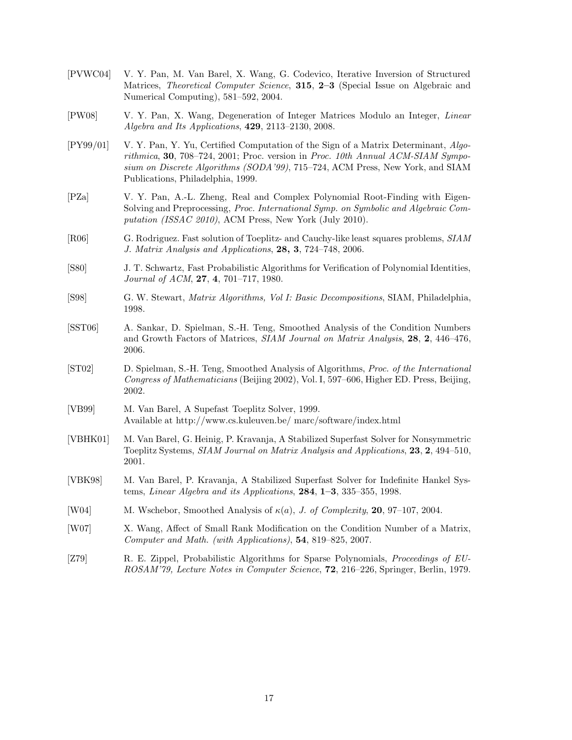[PVWC04] V. Y. Pan, M. Van Barel, X. Wang, G. Codevico, Iterative Inversion of Structured Matrices, *Theoretical Computer Science*, **315**, **2–3** (Special Issue on Algebraic and Numerical Computing), 581–592, 2004.

[PW08] V. Y. Pan, X. Wang, Degeneration of Integer Matrices Modulo an Integer, *Linear Algebra and Its Applications*, **429**, 2113–2130, 2008.

[PY99/01] V. Y. Pan, Y. Yu, Certified Computation of the Sign of a Matrix Determinant, *Algorithmica*, **30**, 708–724, 2001; Proc. version in *Proc. 10th Annual ACM-SIAM Symposium on Discrete Algorithms (SODA'99)*, 715–724, ACM Press, New York, and SIAM Publications, Philadelphia, 1999.

[PZa] V. Y. Pan, A.-L. Zheng, Real and Complex Polynomial Root-Finding with Eigen-Solving and Preprocessing, *Proc. International Symp. on Symbolic and Algebraic Computation (ISSAC 2010)*, ACM Press, New York (July 2010).

[R06] G. Rodriguez. Fast solution of Toeplitz- and Cauchy-like least squares problems, *SIAM J. Matrix Analysis and Applications*, **28, 3**, 724–748, 2006.

[S80] J. T. Schwartz, Fast Probabilistic Algorithms for Verification of Polynomial Identities, *Journal of ACM*, **27**, **4**, 701–717, 1980.

[S98] G. W. Stewart, *Matrix Algorithms, Vol I: Basic Decompositions*, SIAM, Philadelphia, 1998.

[SST06] A. Sankar, D. Spielman, S.-H. Teng, Smoothed Analysis of the Condition Numbers and Growth Factors of Matrices, *SIAM Journal on Matrix Analysis*, **28**, **2**, 446–476, 2006.

[ST02] D. Spielman, S.-H. Teng, Smoothed Analysis of Algorithms, *Proc. of the International Congress of Mathematicians* (Beijing 2002), Vol. I, 597–606, Higher ED. Press, Beijing, 2002.

[VB99] M. Van Barel, A Supefast Toeplitz Solver, 1999.
Available at http://www.cs.kuleuven.be/ marc/software/index.html

[VBHK01] M. Van Barel, G. Heinig, P. Kravanja, A Stabilized Superfast Solver for Nonsymmetric Toeplitz Systems, *SIAM Journal on Matrix Analysis and Applications*, **23**, **2**, 494–510, 2001.

[VBK98] M. Van Barel, P. Kravanja, A Stabilized Superfast Solver for Indefinite Hankel Systems, *Linear Algebra and its Applications*, **284**, **1–3**, 335–355, 1998.

[W04] M. Wschebor, Smoothed Analysis of $\kappa(a)$, *J. of Complexity*, **20**, 97–107, 2004.

[W07] X. Wang, Affect of Small Rank Modification on the Condition Number of a Matrix, *Computer and Math. (with Applications)*, **54**, 819–825, 2007.

[Z79] R. E. Zippel, Probabilistic Algorithms for Sparse Polynomials, *Proceedings of EUROSAM'79, Lecture Notes in Computer Science*, **72**, 216–226, Springer, Berlin, 1979.